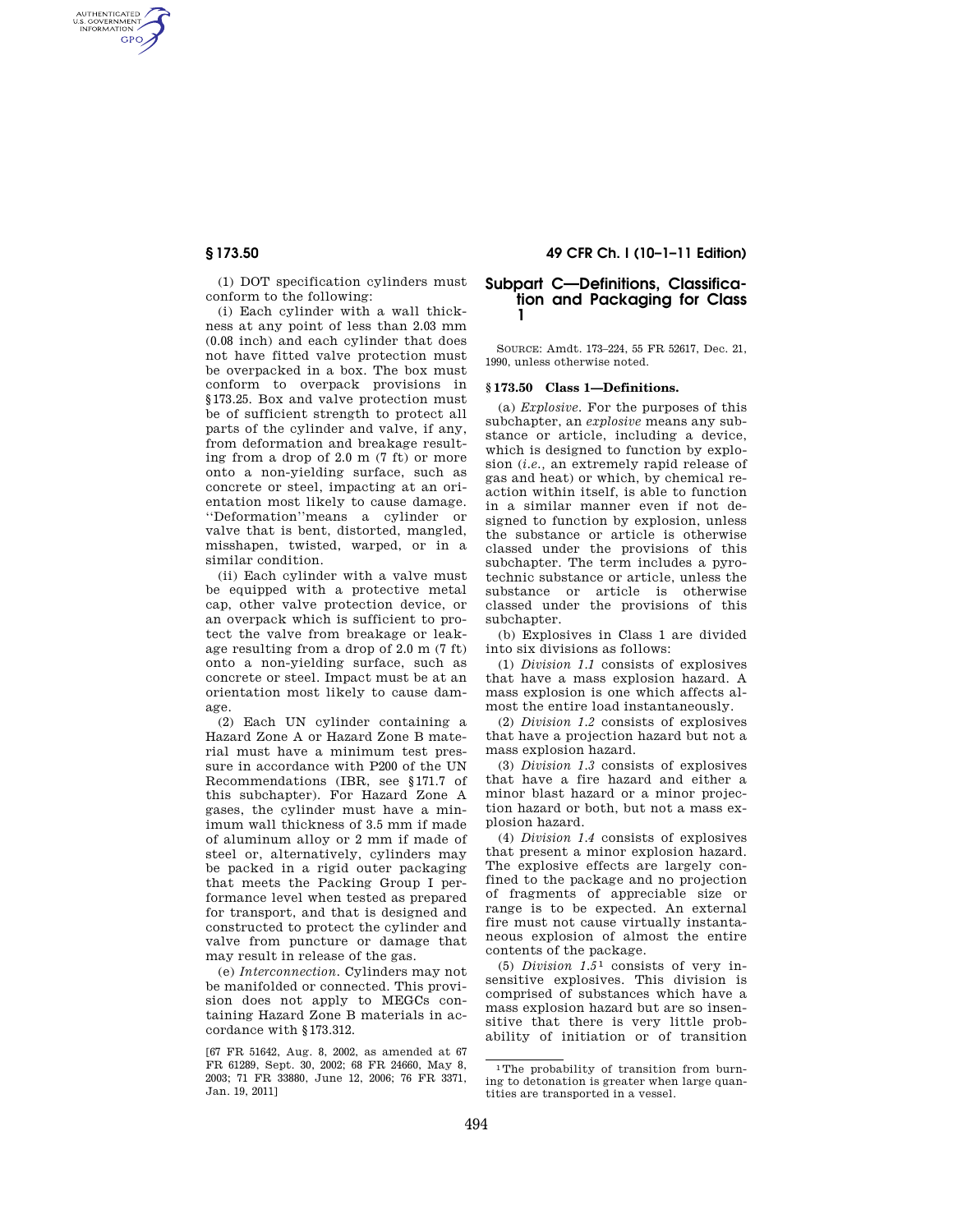(1) DOT specification cylinders must conform to the following:

(i) Each cylinder with a wall thickness at any point of less than 2.03 mm (0.08 inch) and each cylinder that does not have fitted valve protection must be overpacked in a box. The box must conform to overpack provisions in §173.25. Box and valve protection must be of sufficient strength to protect all parts of the cylinder and valve, if any, from deformation and breakage resulting from a drop of 2.0 m (7 ft) or more onto a non-yielding surface, such as concrete or steel, impacting at an orientation most likely to cause damage. "Deformation" means a cylinder or valve that is bent, distorted, mangled, misshapen, twisted, warped, or in a similar condition.

(ii) Each cylinder with a valve must be equipped with a protective metal cap, other valve protection device, or an overpack which is sufficient to protect the valve from breakage or leakage resulting from a drop of 2.0 m (7 ft) onto a non-yielding surface, such as concrete or steel. Impact must be at an orientation most likely to cause damage.

(2) Each UN cylinder containing a Hazard Zone A or Hazard Zone B material must have a minimum test pressure in accordance with P200 of the UN Recommendations (IBR, see §171.7 of this subchapter). For Hazard Zone A gases, the cylinder must have a minimum wall thickness of 3.5 mm if made of aluminum alloy or 2 mm if made of steel or, alternatively, cylinders may be packed in a rigid outer packaging that meets the Packing Group I performance level when tested as prepared for transport, and that is designed and constructed to protect the cylinder and valve from puncture or damage that may result in release of the gas.

(e) *Interconnection.* Cylinders may not be manifolded or connected. This provision does not apply to MEGCs containing Hazard Zone B materials in accordance with §173.312.

[67 FR 51642, Aug. 8, 2002, as amended at 67 FR 61289, Sept. 30, 2002; 68 FR 24660, May 8, 2003; 71 FR 33880, June 12, 2006; 76 FR 3371, Jan. 19, 2011]

## Subpart C—Definitions, Classification and Packaging for Class 1

SOURCE: Amdt. 173–224, 55 FR 52617, Dec. 21, 1990, unless otherwise noted.

### § 173.50 Class 1—Definitions.

(a) *Explosive.* For the purposes of this subchapter, an *explosive* means any substance or article, including a device, which is designed to function by explosion (*i.e.*, an extremely rapid release of gas and heat) or which, by chemical reaction within itself, is able to function in a similar manner even if not designed to function by explosion, unless the substance or article is otherwise classed under the provisions of this subchapter. The term includes a pyrotechnic substance or article, unless the substance or article is otherwise classed under the provisions of this subchapter.

(b) Explosives in Class 1 are divided into six divisions as follows:

(1) *Division 1.1* consists of explosives that have a mass explosion hazard. A mass explosion is one which affects almost the entire load instantaneously.

(2) *Division 1.2* consists of explosives that have a projection hazard but not a mass explosion hazard.

(3) *Division 1.3* consists of explosives that have a fire hazard and either a minor blast hazard or a minor projection hazard or both, but not a mass explosion hazard.

(4) *Division 1.4* consists of explosives that present a minor explosion hazard. The explosive effects are largely confined to the package and no projection of fragments of appreciable size or range is to be expected. An external fire must not cause virtually instantaneous explosion of almost the entire contents of the package.

(5) *Division 1.5*[1] consists of very insensitive explosives. This division is comprised of substances which have a mass explosion hazard but are so insensitive that there is very little probability of initiation or of transition

[1] The probability of transition from burning to detonation is greater when large quantities are transported in a vessel.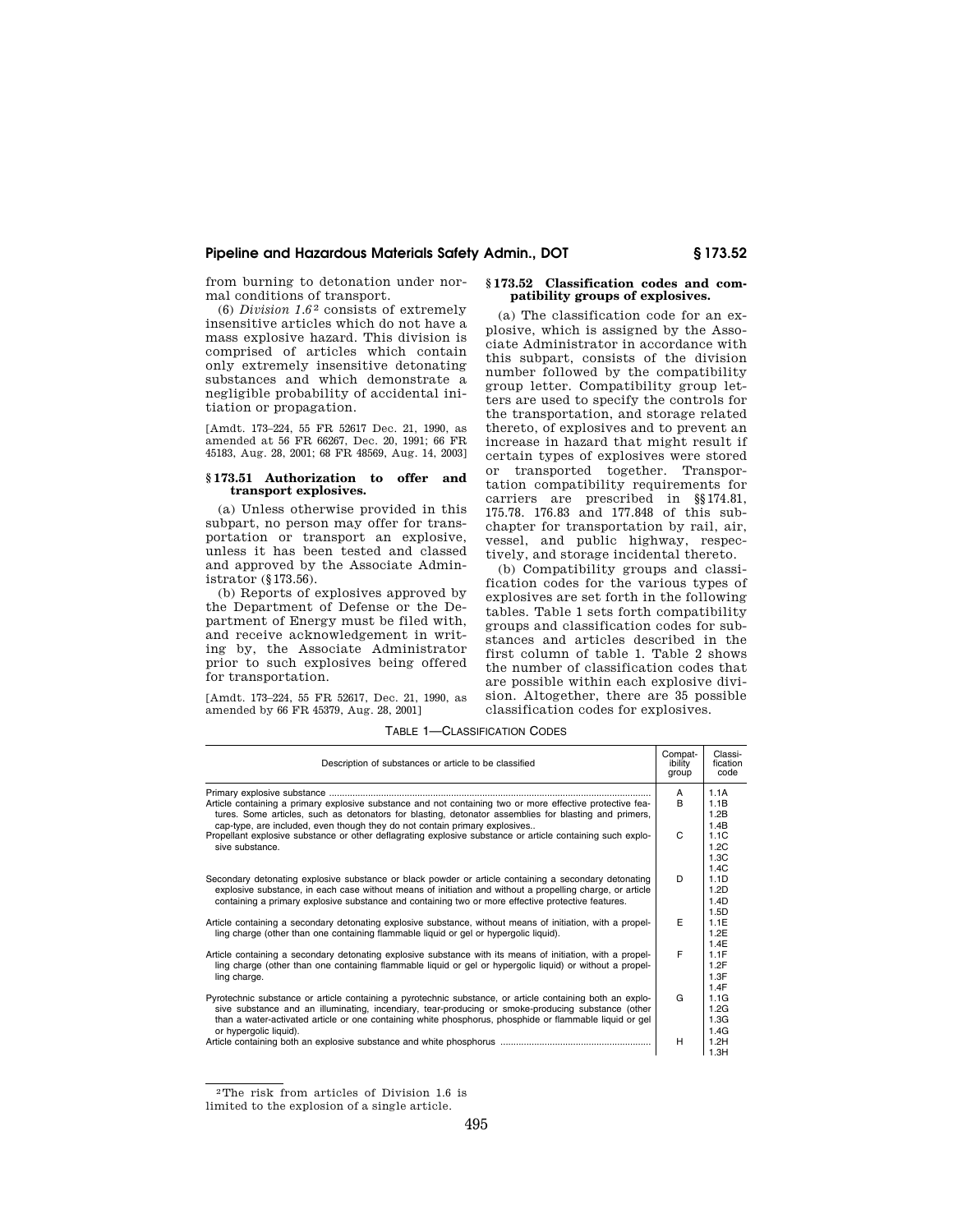from burning to detonation under normal conditions of transport.

(6) *Division 1.6*[2] consists of extremely insensitive articles which do not have a mass explosive hazard. This division is comprised of articles which contain only extremely insensitive detonating substances and which demonstrate a negligible probability of accidental initiation or propagation.

[Amdt. 173–224, 55 FR 52617 Dec. 21, 1990, as amended at 56 FR 66267, Dec. 20, 1991; 66 FR 45183, Aug. 28, 2001; 68 FR 48569, Aug. 14, 2003]

### § 173.51 Authorization to offer and transport explosives.

(a) Unless otherwise provided in this subpart, no person may offer for transportation or transport an explosive, unless it has been tested and classed and approved by the Associate Administrator (§ 173.56).

(b) Reports of explosives approved by the Department of Defense or the Department of Energy must be filed with, and receive acknowledgement in writing by, the Associate Administrator prior to such explosives being offered for transportation.

[Amdt. 173–224, 55 FR 52617, Dec. 21, 1990, as amended by 66 FR 45379, Aug. 28, 2001]

### § 173.52 Classification codes and compatibility groups of explosives.

(a) The classification code for an explosive, which is assigned by the Associate Administrator in accordance with this subpart, consists of the division number followed by the compatibility group letter. Compatibility group letters are used to specify the controls for the transportation, and storage related thereto, of explosives and to prevent an increase in hazard that might result if certain types of explosives were stored or transported together. Transportation compatibility requirements for carriers are prescribed in §§ 174.81, 175.78. 176.83 and 177.848 of this subchapter for transportation by rail, air, vessel, and public highway, respectively, and storage incidental thereto.

(b) Compatibility groups and classification codes for the various types of explosives are set forth in the following tables. Table 1 sets forth compatibility groups and classification codes for substances and articles described in the first column of table 1. Table 2 shows the number of classification codes that are possible within each explosive division. Altogether, there are 35 possible classification codes for explosives.

TABLE 1—CLASSIFICATION CODES

| Description of substances or article to be classified | Compatibility group | Classification code |
|---|---|---|
| Primary explosive substance | A | 1.1A |
| Article containing a primary explosive substance and not containing two or more effective protective features. Some articles, such as detonators for blasting, detonator assemblies for blasting and primers, cap-type, are included, even though they do not contain primary explosives.. | B | 1.1B<br>1.2B<br>1.4B |
| Propellant explosive substance or other deflagrating explosive substance or article containing such explosive substance. | C | 1.1C<br>1.2C<br>1.3C<br>1.4C |
| Secondary detonating explosive substance or black powder or article containing a secondary detonating explosive substance, in each case without means of initiation and without a propelling charge, or article containing a primary explosive substance and containing two or more effective protective features. | D | 1.1D<br>1.2D<br>1.4D<br>1.5D |
| Article containing a secondary detonating explosive substance, without means of initiation, with a propelling charge (other than one containing flammable liquid or gel or hypergolic liquid). | E | 1.1E<br>1.2E<br>1.4E |
| Article containing a secondary detonating explosive substance with its means of initiation, with a propelling charge (other than one containing flammable liquid or gel or hypergolic liquid) or without a propelling charge. | F | 1.1F<br>1.2F<br>1.3F<br>1.4F |
| Pyrotechnic substance or article containing a pyrotechnic substance, or article containing both an explosive substance and an illuminating, incendiary, tear-producing or smoke-producing substance (other than a water-activated article or one containing white phosphorus, phosphide or flammable liquid or gel or hypergolic liquid). | G | 1.1G<br>1.2G<br>1.3G<br>1.4G |
| Article containing both an explosive substance and white phosphorus | H | 1.2H<br>1.3H |

[2] The risk from articles of Division 1.6 is limited to the explosion of a single article.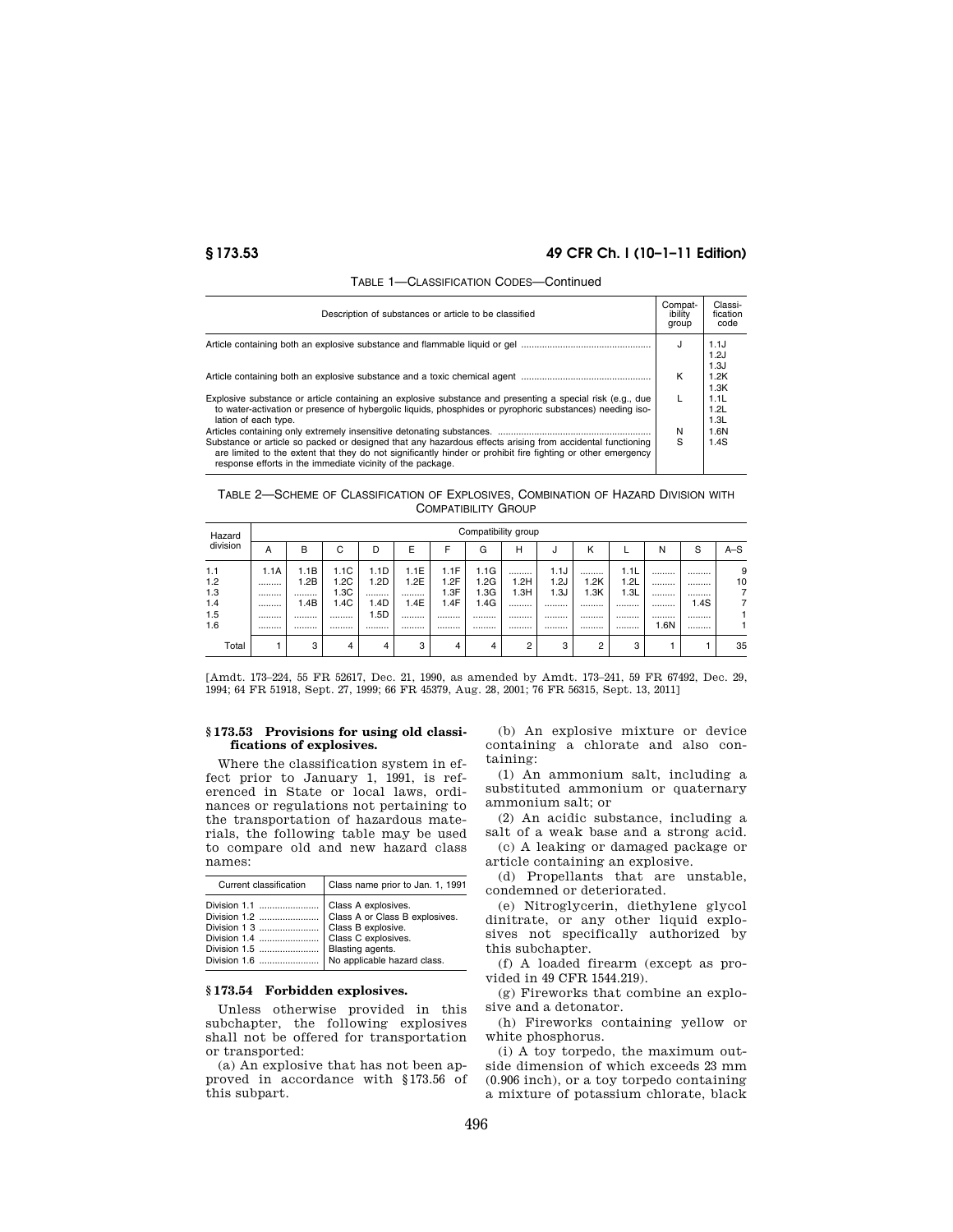TABLE 1—CLASSIFICATION CODES—Continued

| Description of substances or article to be classified | Compatibility group | Classification code |
|---|---|---|
| Article containing both an explosive substance and flammable liquid or gel | J | 1.1J<br>1.2J<br>1.3J |
| Article containing both an explosive substance and a toxic chemical agent | K | 1.2K<br>1.3K |
| Explosive substance or article containing an explosive substance and presenting a special risk (e.g., due to water-activation or presence of hybergolic liquids, phosphides or pyrophoric substances) needing isolation of each type. | L | 1.1L<br>1.2L<br>1.3L |
| Articles containing only extremely insensitive detonating substances. | N | 1.6N |
| Substance or article so packed or designed that any hazardous effects arising from accidental functioning are limited to the extent that they do not significantly hinder or prohibit fire fighting or other emergency response efforts in the immediate vicinity of the package. | S | 1.4S |

TABLE 2—SCHEME OF CLASSIFICATION OF EXPLOSIVES, COMBINATION OF HAZARD DIVISION WITH COMPATIBILITY GROUP

| Hazard division | Compatibility group | | | | | | | | | | | | | |
|---|---|---|---|---|---|---|---|---|---|---|---|---|---|---|
| | A | B | C | D | E | F | G | H | J | K | L | N | S | A–S |
| 1.1 | 1.1A | 1.1B | 1.1C | 1.1D | 1.1E | 1.1F | 1.1G | ......... | 1.1J | ......... | 1.1L | ......... | ......... | 9 |
| 1.2 | ......... | 1.2B | 1.2C | 1.2D | 1.2E | 1.2F | 1.2G | 1.2H | 1.2J | 1.2K | 1.2L | ......... | ......... | 10 |
| 1.3 | ......... | ......... | 1.3C | ......... | ......... | 1.3F | 1.3G | 1.3H | 1.3J | 1.3K | 1.3L | ......... | ......... | 7 |
| 1.4 | ......... | 1.4B | 1.4C | 1.4D | 1.4E | 1.4F | 1.4G | ......... | ......... | ......... | ......... | ......... | 1.4S | 7 |
| 1.5 | ......... | ......... | ......... | 1.5D | ......... | ......... | ......... | ......... | ......... | ......... | ......... | ......... | ......... | 1 |
| 1.6 | ......... | ......... | ......... | ......... | ......... | ......... | ......... | ......... | ......... | ......... | ......... | 1.6N | ......... | 1 |
| Total | 1 | 3 | 4 | 4 | 3 | 4 | 4 | 2 | 3 | 2 | 3 | 1 | 1 | 35 |

[Amdt. 173–224, 55 FR 52617, Dec. 21, 1990, as amended by Amdt. 173–241, 59 FR 67492, Dec. 29, 1994; 64 FR 51918, Sept. 27, 1999; 66 FR 45379, Aug. 28, 2001; 76 FR 56315, Sept. 13, 2011]

## § 173.53 Provisions for using old classifications of explosives.

Where the classification system in effect prior to January 1, 1991, is referenced in State or local laws, ordinances or regulations not pertaining to the transportation of hazardous materials, the following table may be used to compare old and new hazard class names:

| Current classification | Class name prior to Jan. 1, 1991 |
|---|---|
| Division 1.1 | Class A explosives. |
| Division 1.2 | Class A or Class B explosives. |
| Division 1 3 | Class B explosive. |
| Division 1.4 | Class C explosives. |
| Division 1.5 | Blasting agents. |
| Division 1.6 | No applicable hazard class. |

## § 173.54 Forbidden explosives.

Unless otherwise provided in this subchapter, the following explosives shall not be offered for transportation or transported:

(a) An explosive that has not been approved in accordance with §173.56 of this subpart.

(b) An explosive mixture or device containing a chlorate and also containing:

(1) An ammonium salt, including a substituted ammonium or quaternary ammonium salt; or

(2) An acidic substance, including a salt of a weak base and a strong acid.

(c) A leaking or damaged package or article containing an explosive.

(d) Propellants that are unstable, condemned or deteriorated.

(e) Nitroglycerin, diethylene glycol dinitrate, or any other liquid explosives not specifically authorized by this subchapter.

(f) A loaded firearm (except as provided in 49 CFR 1544.219).

(g) Fireworks that combine an explosive and a detonator.

(h) Fireworks containing yellow or white phosphorus.

(i) A toy torpedo, the maximum outside dimension of which exceeds 23 mm (0.906 inch), or a toy torpedo containing a mixture of potassium chlorate, black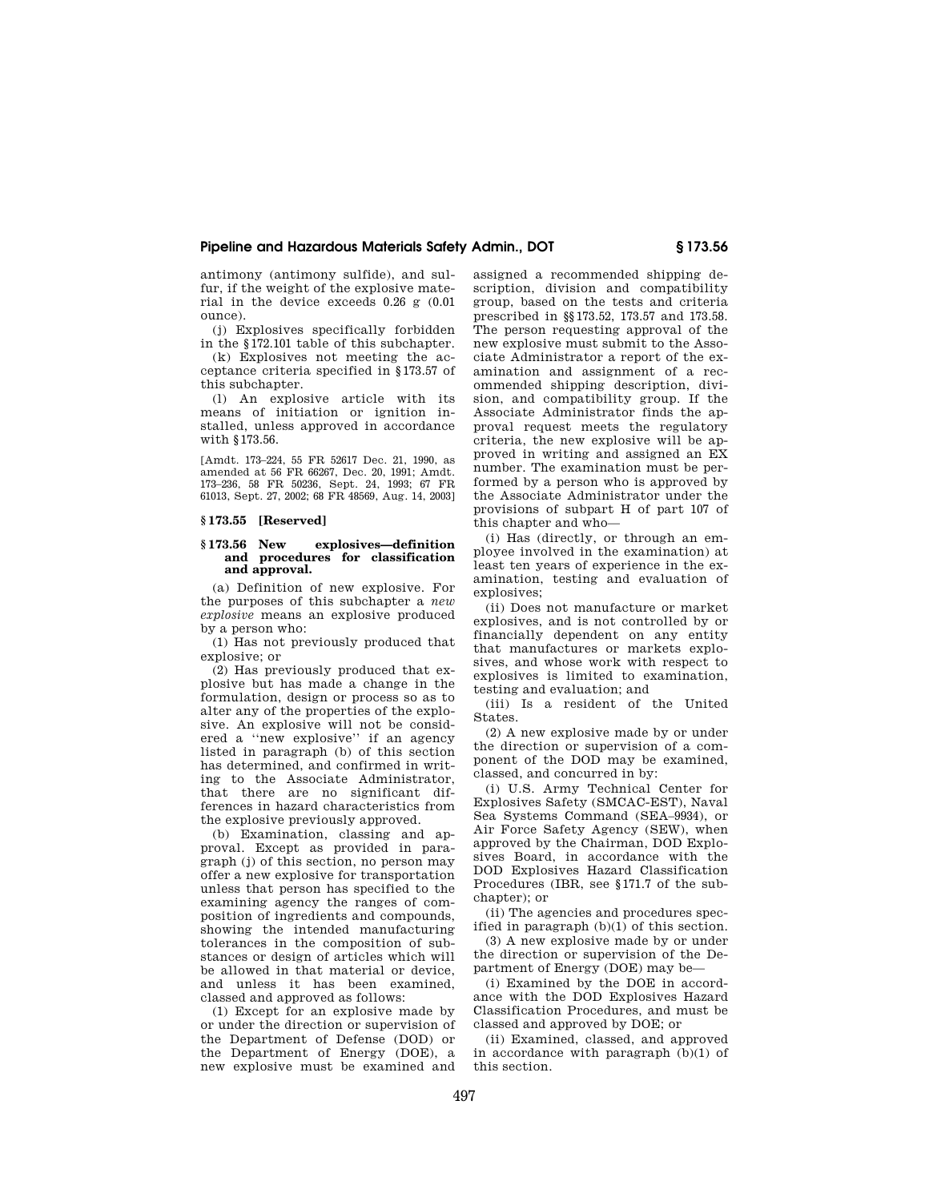antimony (antimony sulfide), and sulfur, if the weight of the explosive material in the device exceeds 0.26 g (0.01 ounce).

(j) Explosives specifically forbidden in the §172.101 table of this subchapter.

(k) Explosives not meeting the acceptance criteria specified in §173.57 of this subchapter.

(l) An explosive article with its means of initiation or ignition installed, unless approved in accordance with §173.56.

[Amdt. 173–224, 55 FR 52617 Dec. 21, 1990, as amended at 56 FR 66267, Dec. 20, 1991; Amdt. 173–236, 58 FR 50236, Sept. 24, 1993; 67 FR 61013, Sept. 27, 2002; 68 FR 48569, Aug. 14, 2003]

### §173.55 [Reserved]

### §173.56 New explosives—definition and procedures for classification and approval.

(a) Definition of new explosive. For the purposes of this subchapter a *new explosive* means an explosive produced by a person who:

(1) Has not previously produced that explosive; or

(2) Has previously produced that explosive but has made a change in the formulation, design or process so as to alter any of the properties of the explosive. An explosive will not be considered a ''new explosive'' if an agency listed in paragraph (b) of this section has determined, and confirmed in writing to the Associate Administrator, that there are no significant differences in hazard characteristics from the explosive previously approved.

(b) Examination, classing and approval. Except as provided in paragraph (j) of this section, no person may offer a new explosive for transportation unless that person has specified to the examining agency the ranges of composition of ingredients and compounds, showing the intended manufacturing tolerances in the composition of substances or design of articles which will be allowed in that material or device, and unless it has been examined, classed and approved as follows:

(1) Except for an explosive made by or under the direction or supervision of the Department of Defense (DOD) or the Department of Energy (DOE), a new explosive must be examined and assigned a recommended shipping description, division and compatibility group, based on the tests and criteria prescribed in §§173.52, 173.57 and 173.58. The person requesting approval of the new explosive must submit to the Associate Administrator a report of the examination and assignment of a recommended shipping description, division, and compatibility group. If the Associate Administrator finds the approval request meets the regulatory criteria, the new explosive will be approved in writing and assigned an EX number. The examination must be performed by a person who is approved by the Associate Administrator under the provisions of subpart H of part 107 of this chapter and who—

(i) Has (directly, or through an employee involved in the examination) at least ten years of experience in the examination, testing and evaluation of explosives;

(ii) Does not manufacture or market explosives, and is not controlled by or financially dependent on any entity that manufactures or markets explosives, and whose work with respect to explosives is limited to examination, testing and evaluation; and

(iii) Is a resident of the United States.

(2) A new explosive made by or under the direction or supervision of a component of the DOD may be examined, classed, and concurred in by:

(i) U.S. Army Technical Center for Explosives Safety (SMCAC-EST), Naval Sea Systems Command (SEA–9934), or Air Force Safety Agency (SEW), when approved by the Chairman, DOD Explosives Board, in accordance with the DOD Explosives Hazard Classification Procedures (IBR, see §171.7 of the subchapter); or

(ii) The agencies and procedures specified in paragraph (b)(1) of this section.

(3) A new explosive made by or under the direction or supervision of the Department of Energy (DOE) may be—

(i) Examined by the DOE in accordance with the DOD Explosives Hazard Classification Procedures, and must be classed and approved by DOE; or

(ii) Examined, classed, and approved in accordance with paragraph (b)(1) of this section.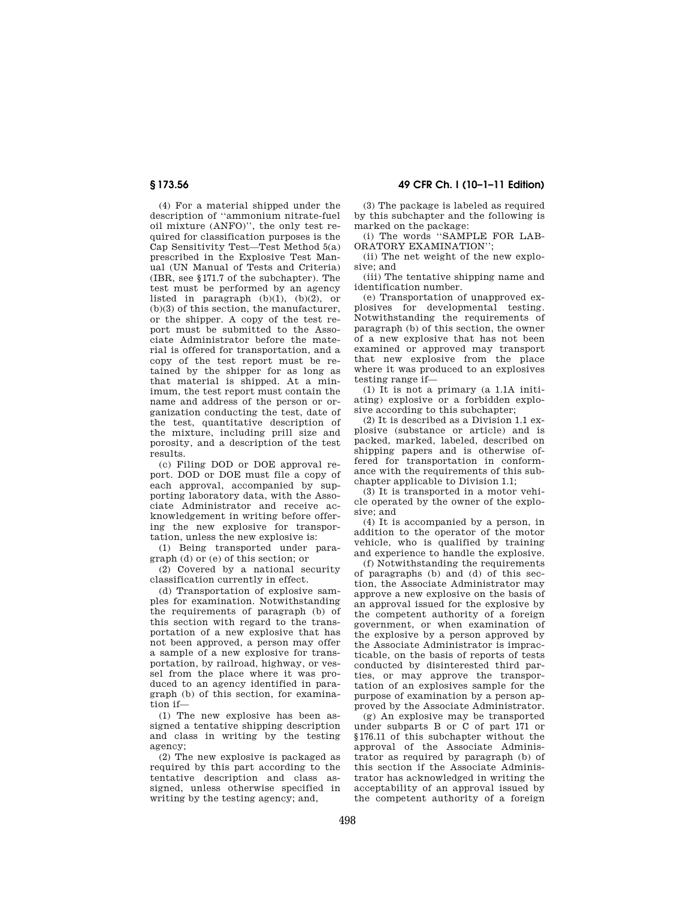(4) For a material shipped under the description of ''ammonium nitrate-fuel oil mixture (ANFO)'', the only test required for classification purposes is the Cap Sensitivity Test—Test Method 5(a) prescribed in the Explosive Test Manual (UN Manual of Tests and Criteria) (IBR, see §171.7 of the subchapter). The test must be performed by an agency listed in paragraph (b)(1), (b)(2), or (b)(3) of this section, the manufacturer, or the shipper. A copy of the test report must be submitted to the Associate Administrator before the material is offered for transportation, and a copy of the test report must be retained by the shipper for as long as that material is shipped. At a minimum, the test report must contain the name and address of the person or organization conducting the test, date of the test, quantitative description of the mixture, including prill size and porosity, and a description of the test results.

(c) Filing DOD or DOE approval report. DOD or DOE must file a copy of each approval, accompanied by supporting laboratory data, with the Associate Administrator and receive acknowledgement in writing before offering the new explosive for transportation, unless the new explosive is:

(1) Being transported under paragraph (d) or (e) of this section; or

(2) Covered by a national security classification currently in effect.

(d) Transportation of explosive samples for examination. Notwithstanding the requirements of paragraph (b) of this section with regard to the transportation of a new explosive that has not been approved, a person may offer a sample of a new explosive for transportation, by railroad, highway, or vessel from the place where it was produced to an agency identified in paragraph (b) of this section, for examination if—

(1) The new explosive has been assigned a tentative shipping description and class in writing by the testing agency;

(2) The new explosive is packaged as required by this part according to the tentative description and class assigned, unless otherwise specified in writing by the testing agency; and,

(3) The package is labeled as required by this subchapter and the following is marked on the package:

(i) The words ''SAMPLE FOR LABORATORY EXAMINATION'';

(ii) The net weight of the new explosive; and

(iii) The tentative shipping name and identification number.

(e) Transportation of unapproved explosives for developmental testing. Notwithstanding the requirements of paragraph (b) of this section, the owner of a new explosive that has not been examined or approved may transport that new explosive from the place where it was produced to an explosives testing range if—

(1) It is not a primary (a 1.1A initiating) explosive or a forbidden explosive according to this subchapter;

(2) It is described as a Division 1.1 explosive (substance or article) and is packed, marked, labeled, described on shipping papers and is otherwise offered for transportation in conformance with the requirements of this subchapter applicable to Division 1.1;

(3) It is transported in a motor vehicle operated by the owner of the explosive; and

(4) It is accompanied by a person, in addition to the operator of the motor vehicle, who is qualified by training and experience to handle the explosive.

(f) Notwithstanding the requirements of paragraphs (b) and (d) of this section, the Associate Administrator may approve a new explosive on the basis of an approval issued for the explosive by the competent authority of a foreign government, or when examination of the explosive by a person approved by the Associate Administrator is impracticable, on the basis of reports of tests conducted by disinterested third parties, or may approve the transportation of an explosives sample for the purpose of examination by a person approved by the Associate Administrator.

(g) An explosive may be transported under subparts B or C of part 171 or §176.11 of this subchapter without the approval of the Associate Administrator as required by paragraph (b) of this section if the Associate Administrator has acknowledged in writing the acceptability of an approval issued by the competent authority of a foreign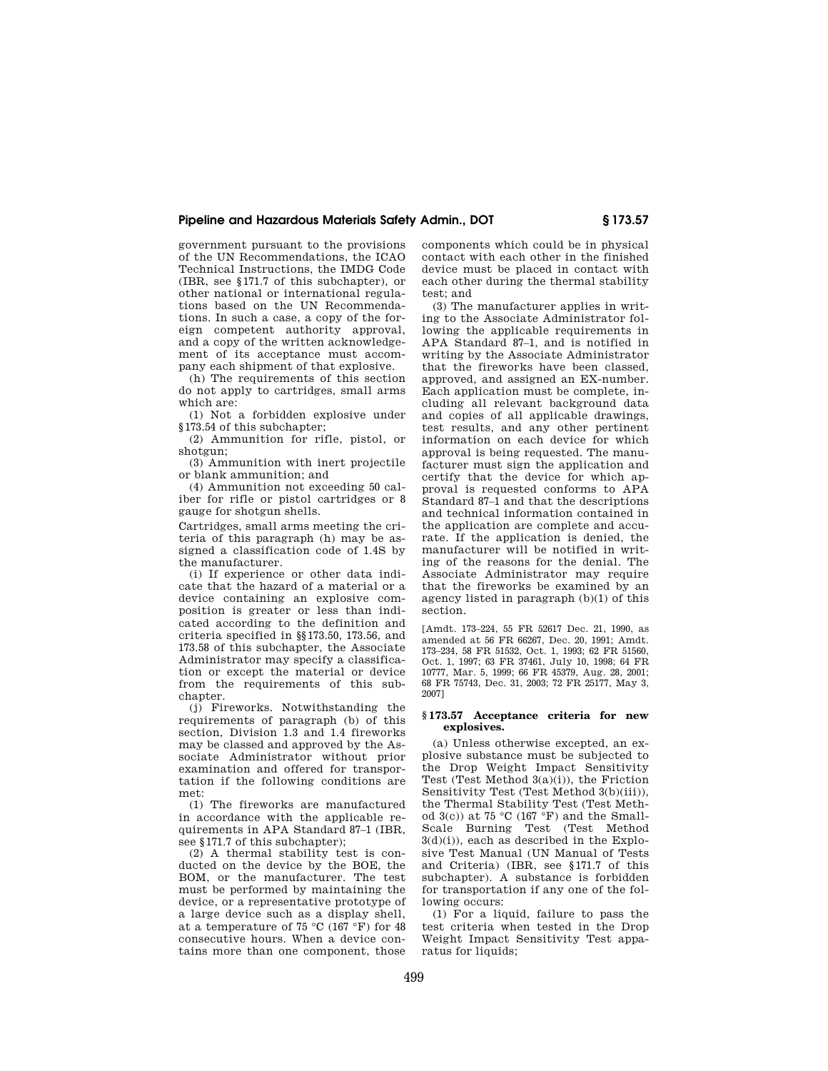government pursuant to the provisions of the UN Recommendations, the ICAO Technical Instructions, the IMDG Code (IBR, see §171.7 of this subchapter), or other national or international regulations based on the UN Recommendations. In such a case, a copy of the foreign competent authority approval, and a copy of the written acknowledgement of its acceptance must accompany each shipment of that explosive.

(h) The requirements of this section do not apply to cartridges, small arms which are:

(1) Not a forbidden explosive under §173.54 of this subchapter;

(2) Ammunition for rifle, pistol, or shotgun;

(3) Ammunition with inert projectile or blank ammunition; and

(4) Ammunition not exceeding 50 caliber for rifle or pistol cartridges or 8 gauge for shotgun shells.

Cartridges, small arms meeting the criteria of this paragraph (h) may be assigned a classification code of 1.4S by the manufacturer.

(i) If experience or other data indicate that the hazard of a material or a device containing an explosive composition is greater or less than indicated according to the definition and criteria specified in §§173.50, 173.56, and 173.58 of this subchapter, the Associate Administrator may specify a classification or except the material or device from the requirements of this subchapter.

(j) Fireworks. Notwithstanding the requirements of paragraph (b) of this section, Division 1.3 and 1.4 fireworks may be classed and approved by the Associate Administrator without prior examination and offered for transportation if the following conditions are met:

(1) The fireworks are manufactured in accordance with the applicable requirements in APA Standard 87–1 (IBR, see §171.7 of this subchapter);

(2) A thermal stability test is conducted on the device by the BOE, the BOM, or the manufacturer. The test must be performed by maintaining the device, or a representative prototype of a large device such as a display shell, at a temperature of 75 °C (167 °F) for 48 consecutive hours. When a device contains more than one component, those components which could be in physical contact with each other in the finished device must be placed in contact with each other during the thermal stability test; and

(3) The manufacturer applies in writing to the Associate Administrator following the applicable requirements in APA Standard 87–1, and is notified in writing by the Associate Administrator that the fireworks have been classed, approved, and assigned an EX-number. Each application must be complete, including all relevant background data and copies of all applicable drawings, test results, and any other pertinent information on each device for which approval is being requested. The manufacturer must sign the application and certify that the device for which approval is requested conforms to APA Standard 87–1 and that the descriptions and technical information contained in the application are complete and accurate. If the application is denied, the manufacturer will be notified in writing of the reasons for the denial. The Associate Administrator may require that the fireworks be examined by an agency listed in paragraph (b)(1) of this section.

[Amdt. 173–224, 55 FR 52617 Dec. 21, 1990, as amended at 56 FR 66267, Dec. 20, 1991; Amdt. 173–234, 58 FR 51532, Oct. 1, 1993; 62 FR 51560, Oct. 1, 1997; 63 FR 37461, July 10, 1998; 64 FR 10777, Mar. 5, 1999; 66 FR 45379, Aug. 28, 2001; 68 FR 75743, Dec. 31, 2003; 72 FR 25177, May 3, 2007]

### §173.57 Acceptance criteria for new explosives.

(a) Unless otherwise excepted, an explosive substance must be subjected to the Drop Weight Impact Sensitivity Test (Test Method 3(a)(i)), the Friction Sensitivity Test (Test Method 3(b)(iii)), the Thermal Stability Test (Test Method 3(c)) at 75 °C (167 °F) and the Small-Scale Burning Test (Test Method 3(d)(i)), each as described in the Explosive Test Manual (UN Manual of Tests and Criteria) (IBR, see §171.7 of this subchapter). A substance is forbidden for transportation if any one of the following occurs:

(1) For a liquid, failure to pass the test criteria when tested in the Drop Weight Impact Sensitivity Test apparatus for liquids;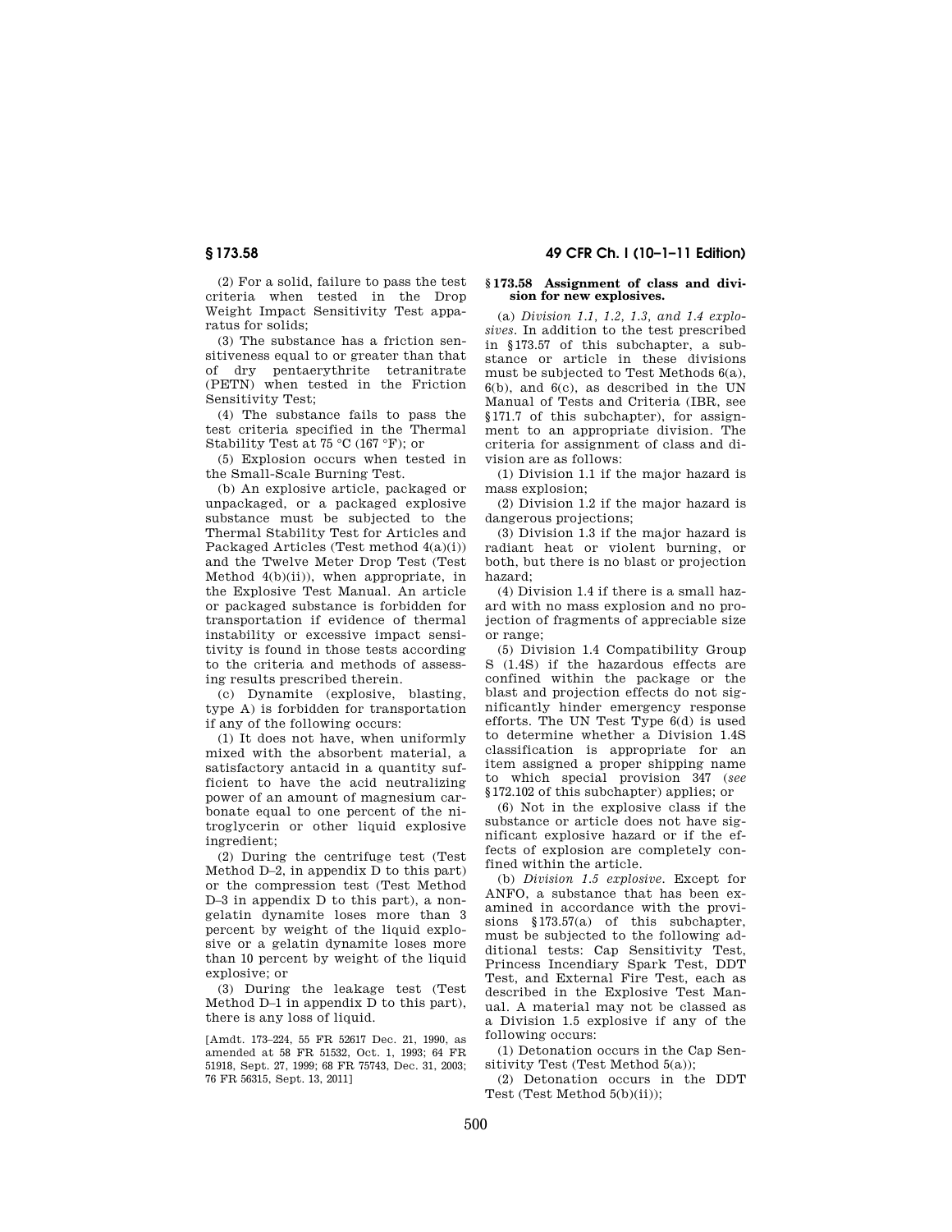(2) For a solid, failure to pass the test criteria when tested in the Drop Weight Impact Sensitivity Test apparatus for solids;

(3) The substance has a friction sensitiveness equal to or greater than that of dry pentaerythrite tetranitrate (PETN) when tested in the Friction Sensitivity Test;

(4) The substance fails to pass the test criteria specified in the Thermal Stability Test at 75 °C (167 °F); or

(5) Explosion occurs when tested in the Small-Scale Burning Test.

(b) An explosive article, packaged or unpackaged, or a packaged explosive substance must be subjected to the Thermal Stability Test for Articles and Packaged Articles (Test method 4(a)(i)) and the Twelve Meter Drop Test (Test Method 4(b)(ii)), when appropriate, in the Explosive Test Manual. An article or packaged substance is forbidden for transportation if evidence of thermal instability or excessive impact sensitivity is found in those tests according to the criteria and methods of assessing results prescribed therein.

(c) Dynamite (explosive, blasting, type A) is forbidden for transportation if any of the following occurs:

(1) It does not have, when uniformly mixed with the absorbent material, a satisfactory antacid in a quantity sufficient to have the acid neutralizing power of an amount of magnesium carbonate equal to one percent of the nitroglycerin or other liquid explosive ingredient;

(2) During the centrifuge test (Test Method D–2, in appendix D to this part) or the compression test (Test Method D–3 in appendix D to this part), a non-gelatin dynamite loses more than 3 percent by weight of the liquid explosive or a gelatin dynamite loses more than 10 percent by weight of the liquid explosive; or

(3) During the leakage test (Test Method D–1 in appendix D to this part), there is any loss of liquid.

[Amdt. 173–224, 55 FR 52617 Dec. 21, 1990, as amended at 58 FR 51532, Oct. 1, 1993; 64 FR 51918, Sept. 27, 1999; 68 FR 75743, Dec. 31, 2003; 76 FR 56315, Sept. 13, 2011]

### § 173.58 Assignment of class and division for new explosives.

(a) *Division 1.1, 1.2, 1.3, and 1.4 explosives.* In addition to the test prescribed in §173.57 of this subchapter, a substance or article in these divisions must be subjected to Test Methods 6(a), 6(b), and 6(c), as described in the UN Manual of Tests and Criteria (IBR, see §171.7 of this subchapter), for assignment to an appropriate division. The criteria for assignment of class and division are as follows:

(1) Division 1.1 if the major hazard is mass explosion;

(2) Division 1.2 if the major hazard is dangerous projections;

(3) Division 1.3 if the major hazard is radiant heat or violent burning, or both, but there is no blast or projection hazard;

(4) Division 1.4 if there is a small hazard with no mass explosion and no projection of fragments of appreciable size or range;

(5) Division 1.4 Compatibility Group S (1.4S) if the hazardous effects are confined within the package or the blast and projection effects do not significantly hinder emergency response efforts. The UN Test Type 6(d) is used to determine whether a Division 1.4S classification is appropriate for an item assigned a proper shipping name to which special provision 347 (*see* §172.102 of this subchapter) applies; or

(6) Not in the explosive class if the substance or article does not have significant explosive hazard or if the effects of explosion are completely confined within the article.

(b) *Division 1.5 explosive.* Except for ANFO, a substance that has been examined in accordance with the provisions §173.57(a) of this subchapter, must be subjected to the following additional tests: Cap Sensitivity Test, Princess Incendiary Spark Test, DDT Test, and External Fire Test, each as described in the Explosive Test Manual. A material may not be classed as a Division 1.5 explosive if any of the following occurs:

(1) Detonation occurs in the Cap Sensitivity Test (Test Method 5(a));

(2) Detonation occurs in the DDT Test (Test Method 5(b)(ii));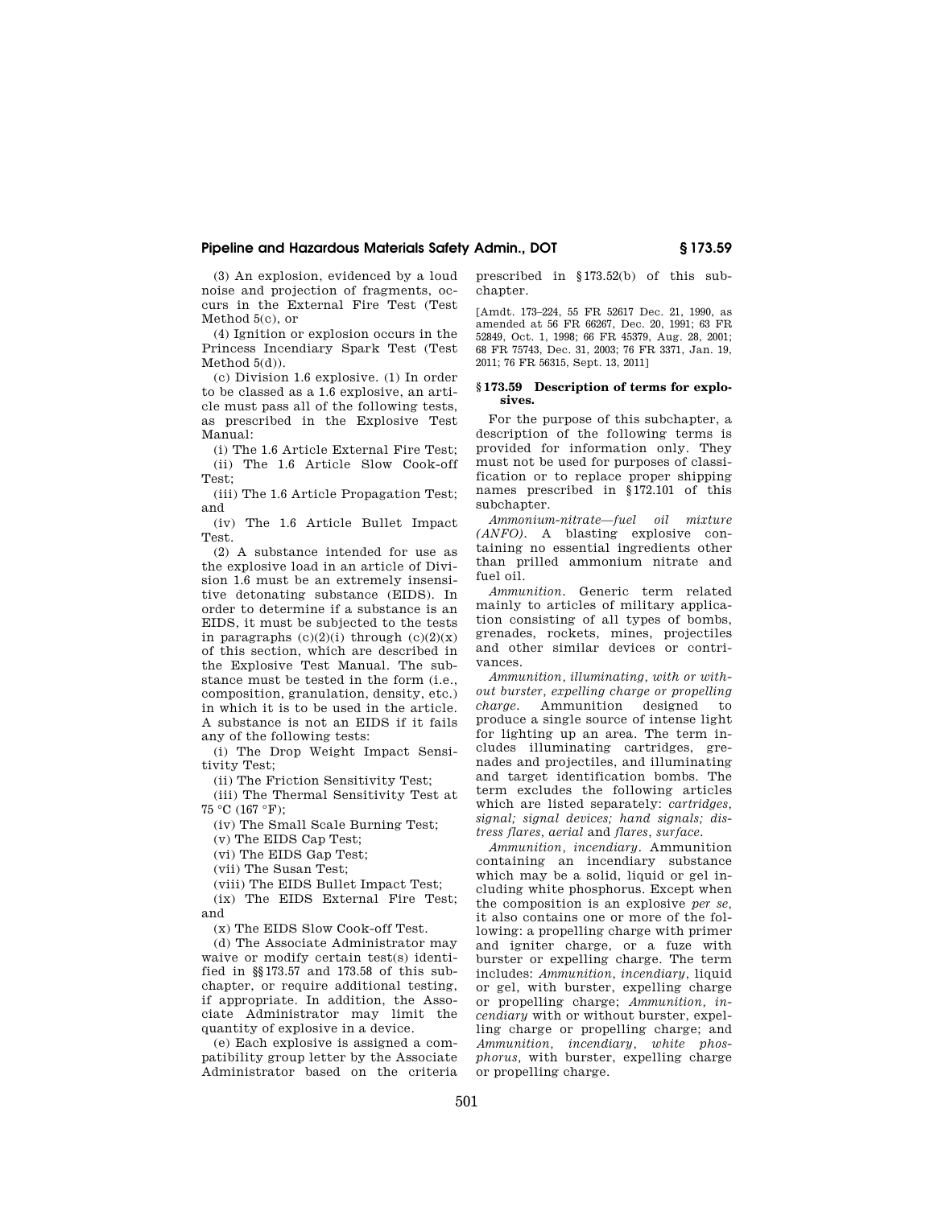(3) An explosion, evidenced by a loud noise and projection of fragments, occurs in the External Fire Test (Test Method 5(c), or

(4) Ignition or explosion occurs in the Princess Incendiary Spark Test (Test Method 5(d)).

(c) *Division 1.6 explosive.* (1) In order to be classed as a 1.6 explosive, an article must pass all of the following tests, as prescribed in the Explosive Test Manual:

(i) The 1.6 Article External Fire Test;

(ii) The 1.6 Article Slow Cook-off Test;

(iii) The 1.6 Article Propagation Test; and

(iv) The 1.6 Article Bullet Impact Test.

(2) A substance intended for use as the explosive load in an article of Division 1.6 must be an extremely insensitive detonating substance (EIDS). In order to determine if a substance is an EIDS, it must be subjected to the tests in paragraphs (c)(2)(i) through (c)(2)(x) of this section, which are described in the Explosive Test Manual. The substance must be tested in the form (i.e., composition, granulation, density, etc.) in which it is to be used in the article. A substance is not an EIDS if it fails any of the following tests:

(i) The Drop Weight Impact Sensitivity Test;

(ii) The Friction Sensitivity Test;

(iii) The Thermal Sensitivity Test at 75 °C (167 °F);

(iv) The Small Scale Burning Test;

(v) The EIDS Cap Test;

(vi) The EIDS Gap Test;

(vii) The Susan Test;

(viii) The EIDS Bullet Impact Test;

(ix) The EIDS External Fire Test; and

(x) The EIDS Slow Cook-off Test.

(d) The Associate Administrator may waive or modify certain test(s) identified in §§173.57 and 173.58 of this subchapter, or require additional testing, if appropriate. In addition, the Associate Administrator may limit the quantity of explosive in a device.

(e) Each explosive is assigned a compatibility group letter by the Associate Administrator based on the criteria prescribed in §173.52(b) of this subchapter.

[Amdt. 173–224, 55 FR 52617 Dec. 21, 1990, as amended at 56 FR 66267, Dec. 20, 1991; 63 FR 52849, Oct. 1, 1998; 66 FR 45379, Aug. 28, 2001; 68 FR 75743, Dec. 31, 2003; 76 FR 3371, Jan. 19, 2011; 76 FR 56315, Sept. 13, 2011]

### § 173.59 Description of terms for explosives.

For the purpose of this subchapter, a description of the following terms is provided for information only. They must not be used for purposes of classification or to replace proper shipping names prescribed in §172.101 of this subchapter.

*Ammonium-nitrate—fuel oil mixture (ANFO).* A blasting explosive containing no essential ingredients other than prilled ammonium nitrate and fuel oil.

*Ammunition.* Generic term related mainly to articles of military application consisting of all types of bombs, grenades, rockets, mines, projectiles and other similar devices or contrivances.

*Ammunition, illuminating, with or without burster, expelling charge or propelling charge.* Ammunition designed to produce a single source of intense light for lighting up an area. The term includes illuminating cartridges, grenades and projectiles, and illuminating and target identification bombs. The term excludes the following articles which are listed separately: *cartridges, signal; signal devices; hand signals; distress flares, aerial* and *flares, surface.*

*Ammunition, incendiary.* Ammunition containing an incendiary substance which may be a solid, liquid or gel including white phosphorus. Except when the composition is an explosive *per se,* it also contains one or more of the following: a propelling charge with primer and igniter charge, or a fuze with burster or expelling charge. The term includes: *Ammunition, incendiary,* liquid or gel, with burster, expelling charge or propelling charge; *Ammunition, incendiary* with or without burster, expelling charge or propelling charge; and *Ammunition, incendiary, white phosphorus,* with burster, expelling charge or propelling charge.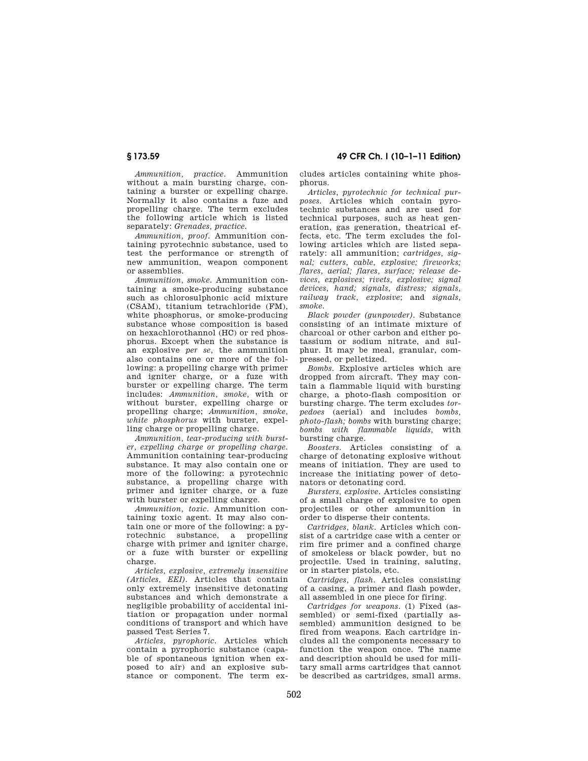*Ammunition, practice.* Ammunition without a main bursting charge, containing a burster or expelling charge. Normally it also contains a fuze and propelling charge. The term excludes the following article which is listed separately: *Grenades, practice.*

*Ammunition, proof.* Ammunition containing pyrotechnic substance, used to test the performance or strength of new ammunition, weapon component or assemblies.

*Ammunition, smoke.* Ammunition containing a smoke-producing substance such as chlorosulphonic acid mixture (CSAM), titanium tetrachloride (FM), white phosphorus, or smoke-producing substance whose composition is based on hexachlorothannol (HC) or red phosphorus. Except when the substance is an explosive *per se*, the ammunition also contains one or more of the following: a propelling charge with primer and igniter charge, or a fuze with burster or expelling charge. The term includes: *Ammunition, smoke,* with or without burster, expelling charge or propelling charge; *Ammunition, smoke, white phosphorus* with burster, expelling charge or propelling charge.

*Ammunition, tear-producing with burster, expelling charge or propelling charge.* Ammunition containing tear-producing substance. It may also contain one or more of the following: a pyrotechnic substance, a propelling charge with primer and igniter charge, or a fuze with burster or expelling charge.

*Ammunition, toxic.* Ammunition containing toxic agent. It may also contain one or more of the following: a pyrotechnic substance, a propelling charge with primer and igniter charge, or a fuze with burster or expelling charge.

*Articles, explosive, extremely insensitive (Articles, EEI).* Articles that contain only extremely insensitive detonating substances and which demonstrate a negligible probability of accidental initiation or propagation under normal conditions of transport and which have passed Test Series 7.

*Articles, pyrophoric.* Articles which contain a pyrophoric substance (capable of spontaneous ignition when exposed to air) and an explosive substance or component. The term excludes articles containing white phosphorus.

*Articles, pyrotechnic for technical purposes.* Articles which contain pyrotechnic substances and are used for technical purposes, such as heat generation, gas generation, theatrical effects, etc. The term excludes the following articles which are listed separately: all ammunition; *cartridges, signal; cutters, cable, explosive; fireworks; flares, aerial; flares, surface; release devices, explosives; rivets, explosive; signal devices, hand; signals, distress; signals, railway track, explosive*; and *signals, smoke.*

*Black powder (gunpowder).* Substance consisting of an intimate mixture of charcoal or other carbon and either potassium or sodium nitrate, and sulphur. It may be meal, granular, compressed, or pelletized.

*Bombs.* Explosive articles which are dropped from aircraft. They may contain a flammable liquid with bursting charge, a photo-flash composition or bursting charge. The term excludes *torpedoes* (aerial) and includes *bombs, photo-flash; bombs* with bursting charge; *bombs with flammable liquids,* with bursting charge.

*Boosters.* Articles consisting of a charge of detonating explosive without means of initiation. They are used to increase the initiating power of detonators or detonating cord.

*Bursters, explosive.* Articles consisting of a small charge of explosive to open projectiles or other ammunition in order to disperse their contents.

*Cartridges, blank.* Articles which consist of a cartridge case with a center or rim fire primer and a confined charge of smokeless or black powder, but no projectile. Used in training, saluting, or in starter pistols, etc.

*Cartridges, flash.* Articles consisting of a casing, a primer and flash powder, all assembled in one piece for firing.

*Cartridges for weapons.* (1) Fixed (assembled) or semi-fixed (partially assembled) ammunition designed to be fired from weapons. Each cartridge includes all the components necessary to function the weapon once. The name and description should be used for military small arms cartridges that cannot be described as cartridges, small arms.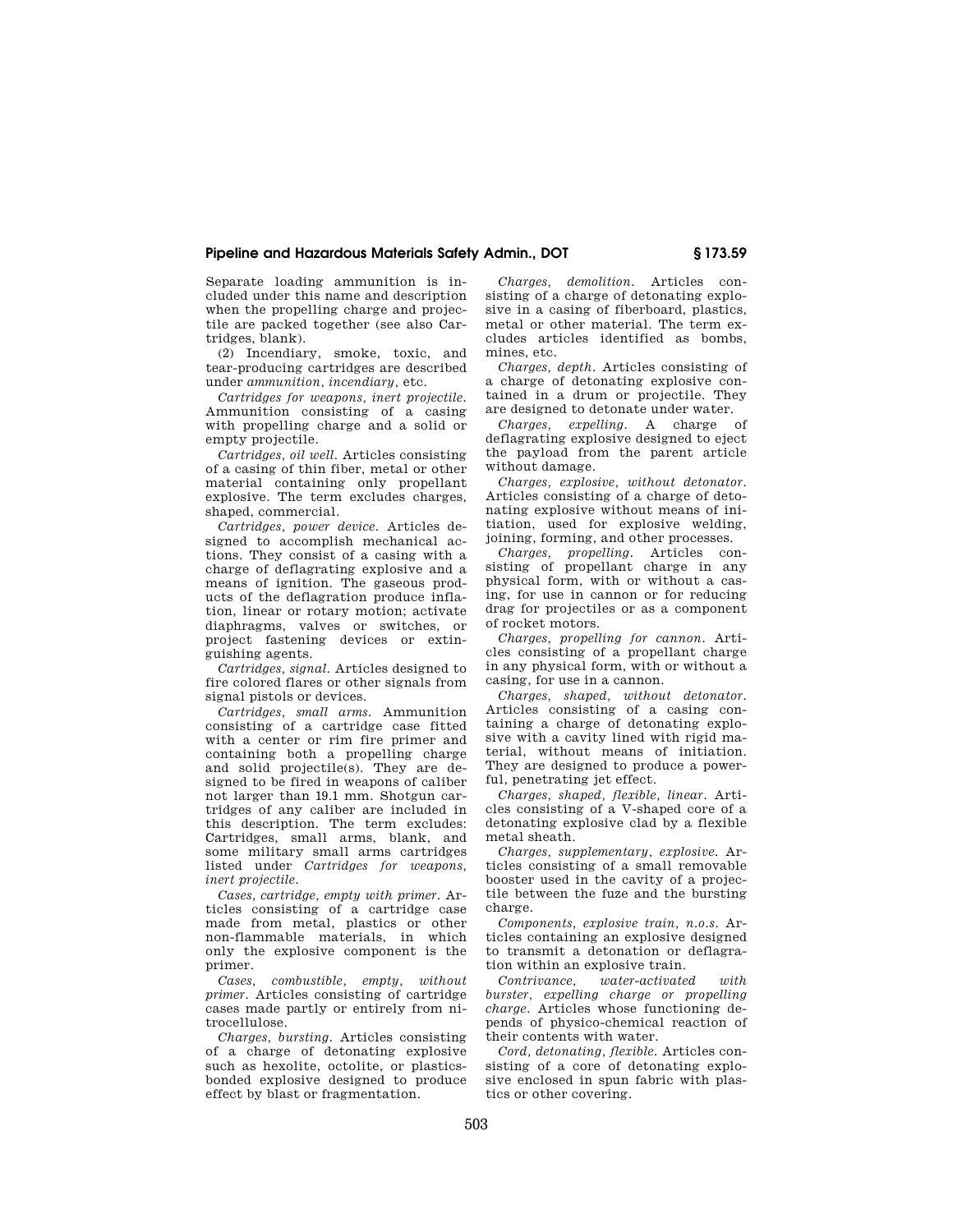Separate loading ammunition is included under this name and description when the propelling charge and projectile are packed together (see also Cartridges, blank).

(2) Incendiary, smoke, toxic, and tear-producing cartridges are described under *ammunition, incendiary*, etc.

*Cartridges for weapons, inert projectile.* Ammunition consisting of a casing with propelling charge and a solid or empty projectile.

*Cartridges, oil well.* Articles consisting of a casing of thin fiber, metal or other material containing only propellant explosive. The term excludes charges, shaped, commercial.

*Cartridges, power device.* Articles designed to accomplish mechanical actions. They consist of a casing with a charge of deflagrating explosive and a means of ignition. The gaseous products of the deflagration produce inflation, linear or rotary motion; activate diaphragms, valves or switches, or project fastening devices or extinguishing agents.

*Cartridges, signal.* Articles designed to fire colored flares or other signals from signal pistols or devices.

*Cartridges, small arms.* Ammunition consisting of a cartridge case fitted with a center or rim fire primer and containing both a propelling charge and solid projectile(s). They are designed to be fired in weapons of caliber not larger than 19.1 mm. Shotgun cartridges of any caliber are included in this description. The term excludes: Cartridges, small arms, blank, and some military small arms cartridges listed under *Cartridges for weapons, inert projectile*.

*Cases, cartridge, empty with primer.* Articles consisting of a cartridge case made from metal, plastics or other non-flammable materials, in which only the explosive component is the primer.

*Cases, combustible, empty, without primer.* Articles consisting of cartridge cases made partly or entirely from nitrocellulose.

*Charges, bursting.* Articles consisting of a charge of detonating explosive such as hexolite, octolite, or plastics-bonded explosive designed to produce effect by blast or fragmentation.

*Charges, demolition.* Articles consisting of a charge of detonating explosive in a casing of fiberboard, plastics, metal or other material. The term excludes articles identified as bombs, mines, etc.

*Charges, depth.* Articles consisting of a charge of detonating explosive contained in a drum or projectile. They are designed to detonate under water.

*Charges, expelling.* A charge of deflagrating explosive designed to eject the payload from the parent article without damage.

*Charges, explosive, without detonator.* Articles consisting of a charge of detonating explosive without means of initiation, used for explosive welding, joining, forming, and other processes.

*Charges, propelling.* Articles consisting of propellant charge in any physical form, with or without a casing, for use in cannon or for reducing drag for projectiles or as a component of rocket motors.

*Charges, propelling for cannon.* Articles consisting of a propellant charge in any physical form, with or without a casing, for use in a cannon.

*Charges, shaped, without detonator.* Articles consisting of a casing containing a charge of detonating explosive with a cavity lined with rigid material, without means of initiation. They are designed to produce a powerful, penetrating jet effect.

*Charges, shaped, flexible, linear.* Articles consisting of a V-shaped core of a detonating explosive clad by a flexible metal sheath.

*Charges, supplementary, explosive.* Articles consisting of a small removable booster used in the cavity of a projectile between the fuze and the bursting charge.

*Components, explosive train, n.o.s.* Articles containing an explosive designed to transmit a detonation or deflagration within an explosive train.

*Contrivance, water-activated with burster, expelling charge or propelling charge.* Articles whose functioning depends of physico-chemical reaction of their contents with water.

*Cord, detonating, flexible.* Articles consisting of a core of detonating explosive enclosed in spun fabric with plastics or other covering.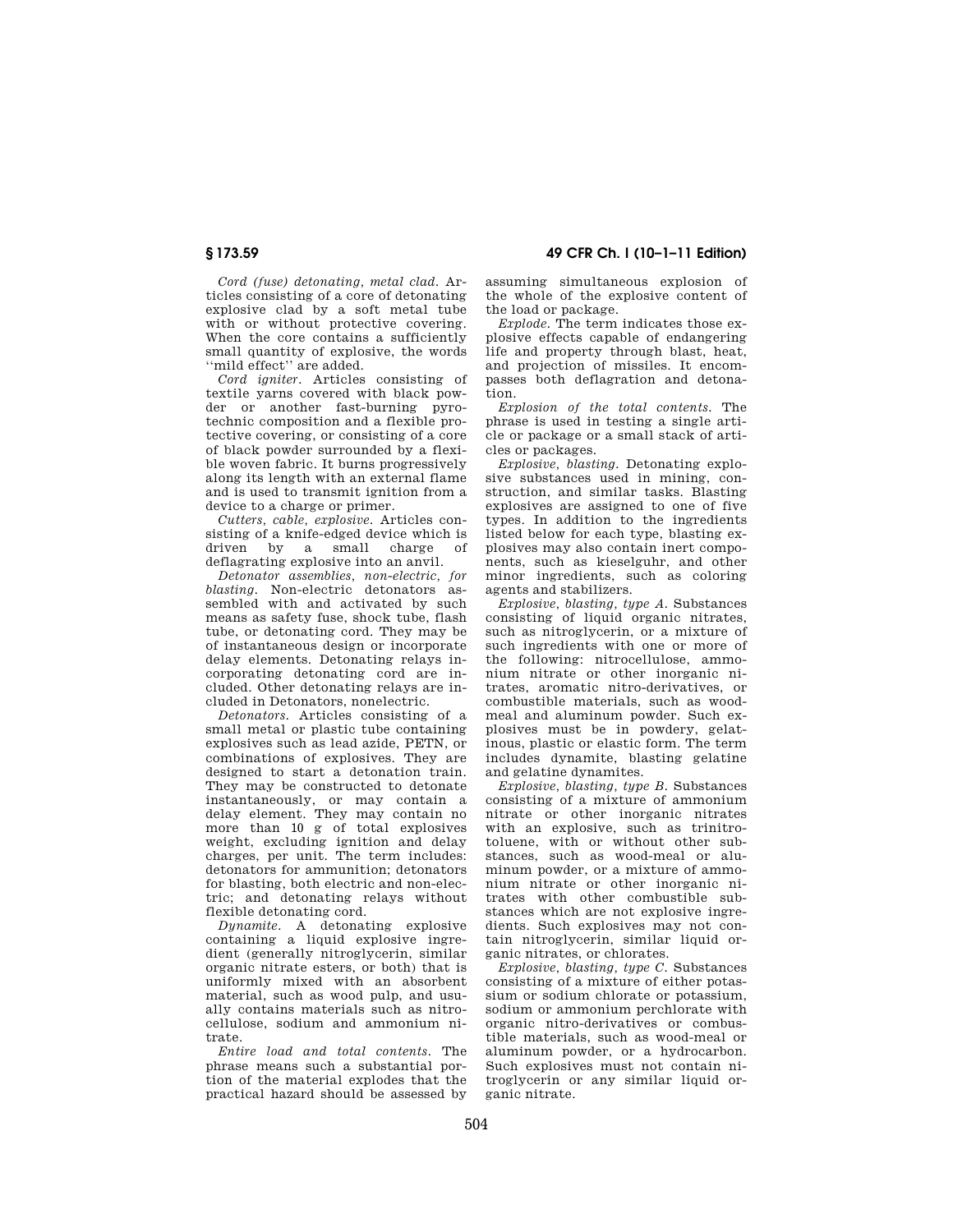*Cord (fuse) detonating, metal clad*. Articles consisting of a core of detonating explosive clad by a soft metal tube with or without protective covering. When the core contains a sufficiently small quantity of explosive, the words "mild effect" are added.

*Cord igniter*. Articles consisting of textile yarns covered with black powder or another fast-burning pyrotechnic composition and a flexible protective covering, or consisting of a core of black powder surrounded by a flexible woven fabric. It burns progressively along its length with an external flame and is used to transmit ignition from a device to a charge or primer.

*Cutters, cable, explosive*. Articles consisting of a knife-edged device which is driven by a small charge of deflagrating explosive into an anvil.

*Detonator assemblies, non-electric, for blasting*. Non-electric detonators assembled with and activated by such means as safety fuse, shock tube, flash tube, or detonating cord. They may be of instantaneous design or incorporate delay elements. Detonating relays incorporating detonating cord are included. Other detonating relays are included in Detonators, nonelectric.

*Detonators*. Articles consisting of a small metal or plastic tube containing explosives such as lead azide, PETN, or combinations of explosives. They are designed to start a detonation train. They may be constructed to detonate instantaneously, or may contain a delay element. They may contain no more than 10 g of total explosives weight, excluding ignition and delay charges, per unit. The term includes: detonators for ammunition; detonators for blasting, both electric and non-electric; and detonating relays without flexible detonating cord.

*Dynamite*. A detonating explosive containing a liquid explosive ingredient (generally nitroglycerin, similar organic nitrate esters, or both) that is uniformly mixed with an absorbent material, such as wood pulp, and usually contains materials such as nitrocellulose, sodium and ammonium nitrate.

*Entire load and total contents*. The phrase means such a substantial portion of the material explodes that the practical hazard should be assessed by assuming simultaneous explosion of the whole of the explosive content of the load or package.

*Explode*. The term indicates those explosive effects capable of endangering life and property through blast, heat, and projection of missiles. It encompasses both deflagration and detonation.

*Explosion of the total contents*. The phrase is used in testing a single article or package or a small stack of articles or packages.

*Explosive, blasting*. Detonating explosive substances used in mining, construction, and similar tasks. Blasting explosives are assigned to one of five types. In addition to the ingredients listed below for each type, blasting explosives may also contain inert components, such as kieselguhr, and other minor ingredients, such as coloring agents and stabilizers.

*Explosive, blasting, type A*. Substances consisting of liquid organic nitrates, such as nitroglycerin, or a mixture of such ingredients with one or more of the following: nitrocellulose, ammonium nitrate or other inorganic nitrates, aromatic nitro-derivatives, or combustible materials, such as wood-meal and aluminum powder. Such explosives must be in powdery, gelatinous, plastic or elastic form. The term includes dynamite, blasting gelatine and gelatine dynamites.

*Explosive, blasting, type B*. Substances consisting of a mixture of ammonium nitrate or other inorganic nitrates with an explosive, such as trinitrotoluene, with or without other substances, such as wood-meal or aluminum powder, or a mixture of ammonium nitrate or other inorganic nitrates with other combustible substances which are not explosive ingredients. Such explosives may not contain nitroglycerin, similar liquid organic nitrates, or chlorates.

*Explosive, blasting, type C*. Substances consisting of a mixture of either potassium or sodium chlorate or potassium, sodium or ammonium perchlorate with organic nitro-derivatives or combustible materials, such as wood-meal or aluminum powder, or a hydrocarbon. Such explosives must not contain nitroglycerin or any similar liquid organic nitrate.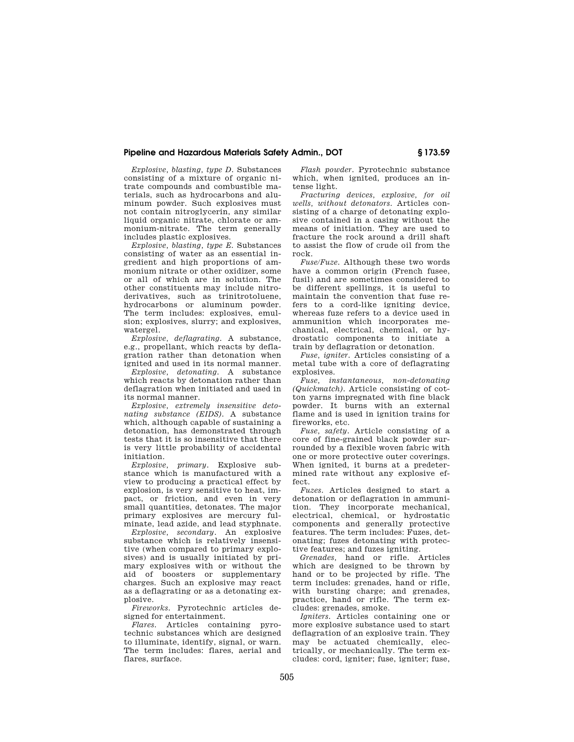*Explosive, blasting, type D.* Substances consisting of a mixture of organic nitrate compounds and combustible materials, such as hydrocarbons and aluminum powder. Such explosives must not contain nitroglycerin, any similar liquid organic nitrate, chlorate or ammonium-nitrate. The term generally includes plastic explosives.

*Explosive, blasting, type E.* Substances consisting of water as an essential ingredient and high proportions of ammonium nitrate or other oxidizer, some or all of which are in solution. The other constituents may include nitro-derivatives, such as trinitrotoluene, hydrocarbons or aluminum powder. The term includes: explosives, emulsion; explosives, slurry; and explosives, watergel.

*Explosive, deflagrating.* A substance, e.g., propellant, which reacts by deflagration rather than detonation when ignited and used in its normal manner.

*Explosive, detonating.* A substance which reacts by detonation rather than deflagration when initiated and used in its normal manner.

*Explosive, extremely insensitive detonating substance (EIDS).* A substance which, although capable of sustaining a detonation, has demonstrated through tests that it is so insensitive that there is very little probability of accidental initiation.

*Explosive, primary.* Explosive substance which is manufactured with a view to producing a practical effect by explosion, is very sensitive to heat, impact, or friction, and even in very small quantities, detonates. The major primary explosives are mercury fulminate, lead azide, and lead styphnate.

*Explosive, secondary.* An explosive substance which is relatively insensitive (when compared to primary explosives) and is usually initiated by primary explosives with or without the aid of boosters or supplementary charges. Such an explosive may react as a deflagrating or as a detonating explosive.

*Fireworks.* Pyrotechnic articles designed for entertainment.

*Flares.* Articles containing pyrotechnic substances which are designed to illuminate, identify, signal, or warn. The term includes: flares, aerial and flares, surface.

*Flash powder.* Pyrotechnic substance which, when ignited, produces an intense light.

*Fracturing devices, explosive, for oil wells, without detonators.* Articles consisting of a charge of detonating explosive contained in a casing without the means of initiation. They are used to fracture the rock around a drill shaft to assist the flow of crude oil from the rock.

*Fuse/Fuze.* Although these two words have a common origin (French fusee, fusil) and are sometimes considered to be different spellings, it is useful to maintain the convention that fuse refers to a cord-like igniting device, whereas fuze refers to a device used in ammunition which incorporates mechanical, electrical, chemical, or hydrostatic components to initiate a train by deflagration or detonation.

*Fuse, igniter.* Articles consisting of a metal tube with a core of deflagrating explosives.

*Fuse, instantaneous, non-detonating (Quickmatch).* Article consisting of cotton yarns impregnated with fine black powder. It burns with an external flame and is used in ignition trains for fireworks, etc.

*Fuse, safety.* Article consisting of a core of fine-grained black powder surrounded by a flexible woven fabric with one or more protective outer coverings. When ignited, it burns at a predetermined rate without any explosive effect.

*Fuzes.* Articles designed to start a detonation or deflagration in ammunition. They incorporate mechanical, electrical, chemical, or hydrostatic components and generally protective features. The term includes: Fuzes, detonating; fuzes detonating with protective features; and fuzes igniting.

*Grenades,* hand or rifle. Articles which are designed to be thrown by hand or to be projected by rifle. The term includes: grenades, hand or rifle, with bursting charge; and grenades, practice, hand or rifle. The term excludes: grenades, smoke.

*Igniters.* Articles containing one or more explosive substance used to start deflagration of an explosive train. They may be actuated chemically, electrically, or mechanically. The term excludes: cord, igniter; fuse, igniter; fuse,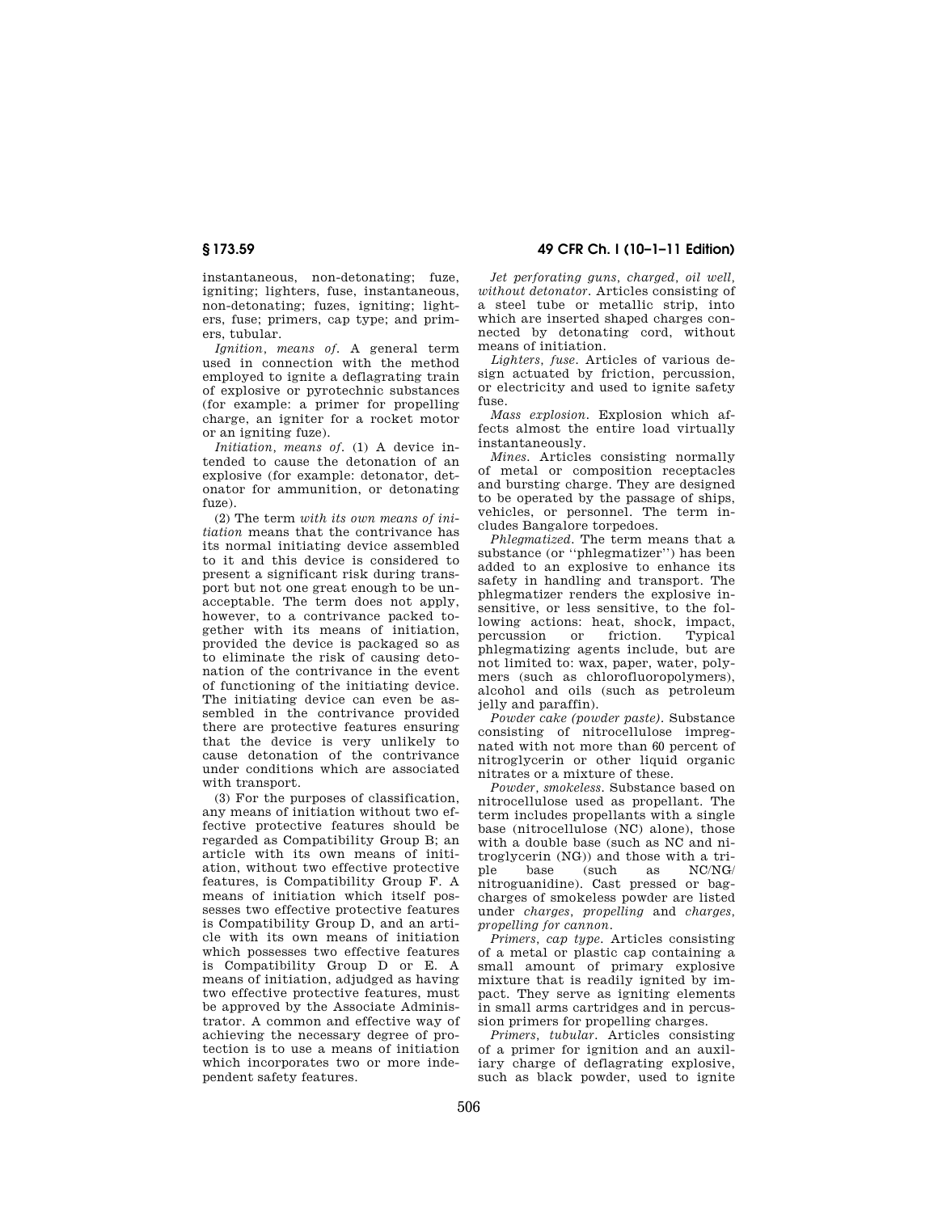instantaneous, non-detonating; fuze, igniting; lighters, fuse, instantaneous, non-detonating; fuzes, igniting; lighters, fuse; primers, cap type; and primers, tubular.

*Ignition, means of*. A general term used in connection with the method employed to ignite a deflagrating train of explosive or pyrotechnic substances (for example: a primer for propelling charge, an igniter for a rocket motor or an igniting fuze).

*Initiation, means of*. (1) A device intended to cause the detonation of an explosive (for example: detonator, detonator for ammunition, or detonating fuze).

(2) The term *with its own means of initiation* means that the contrivance has its normal initiating device assembled to it and this device is considered to present a significant risk during transport but not one great enough to be unacceptable. The term does not apply, however, to a contrivance packed together with its means of initiation, provided the device is packaged so as to eliminate the risk of causing detonation of the contrivance in the event of functioning of the initiating device. The initiating device can even be assembled in the contrivance provided there are protective features ensuring that the device is very unlikely to cause detonation of the contrivance under conditions which are associated with transport.

(3) For the purposes of classification, any means of initiation without two effective protective features should be regarded as Compatibility Group B; an article with its own means of initiation, without two effective protective features, is Compatibility Group F. A means of initiation which itself possesses two effective protective features is Compatibility Group D, and an article with its own means of initiation which possesses two effective features is Compatibility Group D or E. A means of initiation, adjudged as having two effective protective features, must be approved by the Associate Administrator. A common and effective way of achieving the necessary degree of protection is to use a means of initiation which incorporates two or more independent safety features.

*Jet perforating guns, charged, oil well, without detonator*. Articles consisting of a steel tube or metallic strip, into which are inserted shaped charges connected by detonating cord, without means of initiation.

*Lighters, fuse*. Articles of various design actuated by friction, percussion, or electricity and used to ignite safety fuse.

*Mass explosion*. Explosion which affects almost the entire load virtually instantaneously.

*Mines*. Articles consisting normally of metal or composition receptacles and bursting charge. They are designed to be operated by the passage of ships, vehicles, or personnel. The term includes Bangalore torpedoes.

*Phlegmatized*. The term means that a substance (or ''phlegmatizer'') has been added to an explosive to enhance its safety in handling and transport. The phlegmatizer renders the explosive insensitive, or less sensitive, to the following actions: heat, shock, impact, percussion or friction. Typical phlegmatizing agents include, but are not limited to: wax, paper, water, polymers (such as chlorofluoropolymers), alcohol and oils (such as petroleum jelly and paraffin).

*Powder cake (powder paste)*. Substance consisting of nitrocellulose impregnated with not more than 60 percent of nitroglycerin or other liquid organic nitrates or a mixture of these.

*Powder, smokeless*. Substance based on nitrocellulose used as propellant. The term includes propellants with a single base (nitrocellulose (NC) alone), those with a double base (such as NC and nitroglycerin (NG)) and those with a triple base (such as NC/NG/nitroguanidine). Cast pressed or bag-charges of smokeless powder are listed under *charges, propelling* and *charges, propelling for cannon*.

*Primers, cap type*. Articles consisting of a metal or plastic cap containing a small amount of primary explosive mixture that is readily ignited by impact. They serve as igniting elements in small arms cartridges and in percussion primers for propelling charges.

*Primers, tubular*. Articles consisting of a primer for ignition and an auxiliary charge of deflagrating explosive, such as black powder, used to ignite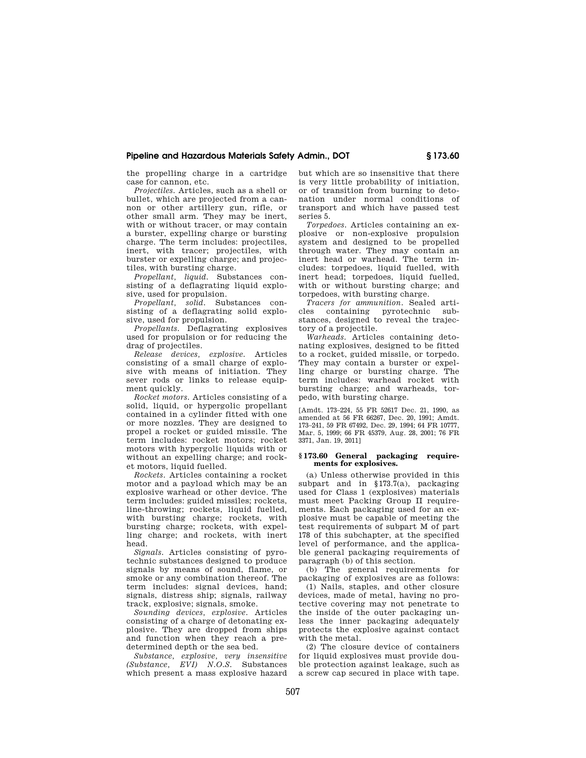the propelling charge in a cartridge case for cannon, etc.

*Projectiles.* Articles, such as a shell or bullet, which are projected from a cannon or other artillery gun, rifle, or other small arm. They may be inert, with or without tracer, or may contain a burster, expelling charge or bursting charge. The term includes: projectiles, inert, with tracer; projectiles, with burster or expelling charge; and projectiles, with bursting charge.

*Propellant, liquid.* Substances consisting of a deflagrating liquid explosive, used for propulsion.

*Propellant, solid.* Substances consisting of a deflagrating solid explosive, used for propulsion.

*Propellants.* Deflagrating explosives used for propulsion or for reducing the drag of projectiles.

*Release devices, explosive.* Articles consisting of a small charge of explosive with means of initiation. They sever rods or links to release equipment quickly.

*Rocket motors.* Articles consisting of a solid, liquid, or hypergolic propellant contained in a cylinder fitted with one or more nozzles. They are designed to propel a rocket or guided missile. The term includes: rocket motors; rocket motors with hypergolic liquids with or without an expelling charge; and rocket motors, liquid fuelled.

*Rockets.* Articles containing a rocket motor and a payload which may be an explosive warhead or other device. The term includes: guided missiles; rockets, line-throwing; rockets, liquid fuelled, with bursting charge; rockets, with bursting charge; rockets, with expelling charge; and rockets, with inert head.

*Signals.* Articles consisting of pyrotechnic substances designed to produce signals by means of sound, flame, or smoke or any combination thereof. The term includes: signal devices, hand; signals, distress ship; signals, railway track, explosive; signals, smoke.

*Sounding devices, explosive.* Articles consisting of a charge of detonating explosive. They are dropped from ships and function when they reach a predetermined depth or the sea bed.

*Substance, explosive, very insensitive (Substance, EVI) N.O.S.* Substances which present a mass explosive hazard but which are so insensitive that there is very little probability of initiation, or of transition from burning to detonation under normal conditions of transport and which have passed test series 5.

*Torpedoes.* Articles containing an explosive or non-explosive propulsion system and designed to be propelled through water. They may contain an inert head or warhead. The term includes: torpedoes, liquid fuelled, with inert head; torpedoes, liquid fuelled, with or without bursting charge; and torpedoes, with bursting charge.

*Tracers for ammunition.* Sealed articles containing pyrotechnic substances, designed to reveal the trajectory of a projectile.

*Warheads.* Articles containing detonating explosives, designed to be fitted to a rocket, guided missile, or torpedo. They may contain a burster or expelling charge or bursting charge. The term includes: warhead rocket with bursting charge; and warheads, torpedo, with bursting charge.

[Amdt. 173–224, 55 FR 52617 Dec. 21, 1990, as amended at 56 FR 66267, Dec. 20, 1991; Amdt. 173–241, 59 FR 67492, Dec. 29, 1994; 64 FR 10777, Mar. 5, 1999; 66 FR 45379, Aug. 28, 2001; 76 FR 3371, Jan. 19, 2011]

## § 173.60 General packaging requirements for explosives.

(a) Unless otherwise provided in this subpart and in §173.7(a), packaging used for Class 1 (explosives) materials must meet Packing Group II requirements. Each packaging used for an explosive must be capable of meeting the test requirements of subpart M of part 178 of this subchapter, at the specified level of performance, and the applicable general packaging requirements of paragraph (b) of this section.

(b) The general requirements for packaging of explosives are as follows:

(1) Nails, staples, and other closure devices, made of metal, having no protective covering may not penetrate to the inside of the outer packaging unless the inner packaging adequately protects the explosive against contact with the metal.

(2) The closure device of containers for liquid explosives must provide double protection against leakage, such as a screw cap secured in place with tape.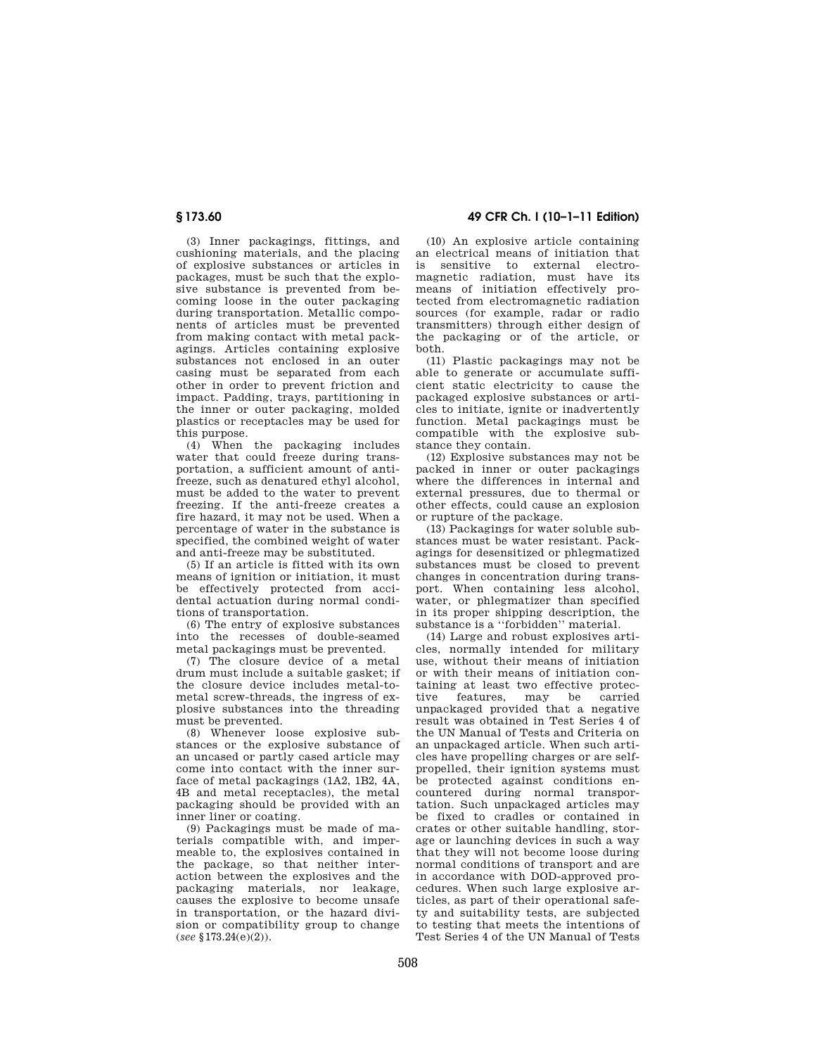(3) Inner packagings, fittings, and cushioning materials, and the placing of explosive substances or articles in packages, must be such that the explosive substance is prevented from becoming loose in the outer packaging during transportation. Metallic components of articles must be prevented from making contact with metal packagings. Articles containing explosive substances not enclosed in an outer casing must be separated from each other in order to prevent friction and impact. Padding, trays, partitioning in the inner or outer packaging, molded plastics or receptacles may be used for this purpose.

(4) When the packaging includes water that could freeze during transportation, a sufficient amount of anti-freeze, such as denatured ethyl alcohol, must be added to the water to prevent freezing. If the anti-freeze creates a fire hazard, it may not be used. When a percentage of water in the substance is specified, the combined weight of water and anti-freeze may be substituted.

(5) If an article is fitted with its own means of ignition or initiation, it must be effectively protected from accidental actuation during normal conditions of transportation.

(6) The entry of explosive substances into the recesses of double-seamed metal packagings must be prevented.

(7) The closure device of a metal drum must include a suitable gasket; if the closure device includes metal-to-metal screw-threads, the ingress of explosive substances into the threading must be prevented.

(8) Whenever loose explosive substances or the explosive substance of an uncased or partly cased article may come into contact with the inner surface of metal packagings (1A2, 1B2, 4A, 4B and metal receptacles), the metal packaging should be provided with an inner liner or coating.

(9) Packagings must be made of materials compatible with, and impermeable to, the explosives contained in the package, so that neither interaction between the explosives and the packaging materials, nor leakage, causes the explosive to become unsafe in transportation, or the hazard division or compatibility group to change (*see* §173.24(e)(2)).

(10) An explosive article containing an electrical means of initiation that is sensitive to external electromagnetic radiation, must have its means of initiation effectively protected from electromagnetic radiation sources (for example, radar or radio transmitters) through either design of the packaging or of the article, or both.

(11) Plastic packagings may not be able to generate or accumulate sufficient static electricity to cause the packaged explosive substances or articles to initiate, ignite or inadvertently function. Metal packagings must be compatible with the explosive substance they contain.

(12) Explosive substances may not be packed in inner or outer packagings where the differences in internal and external pressures, due to thermal or other effects, could cause an explosion or rupture of the package.

(13) Packagings for water soluble substances must be water resistant. Packagings for desensitized or phlegmatized substances must be closed to prevent changes in concentration during transport. When containing less alcohol, water, or phlegmatizer than specified in its proper shipping description, the substance is a ''forbidden'' material.

(14) Large and robust explosives articles, normally intended for military use, without their means of initiation or with their means of initiation containing at least two effective protective features, may be carried unpackaged provided that a negative result was obtained in Test Series 4 of the UN Manual of Tests and Criteria on an unpackaged article. When such articles have propelling charges or are self-propelled, their ignition systems must be protected against conditions encountered during normal transportation. Such unpackaged articles may be fixed to cradles or contained in crates or other suitable handling, storage or launching devices in such a way that they will not become loose during normal conditions of transport and are in accordance with DOD-approved procedures. When such large explosive articles, as part of their operational safety and suitability tests, are subjected to testing that meets the intentions of Test Series 4 of the UN Manual of Tests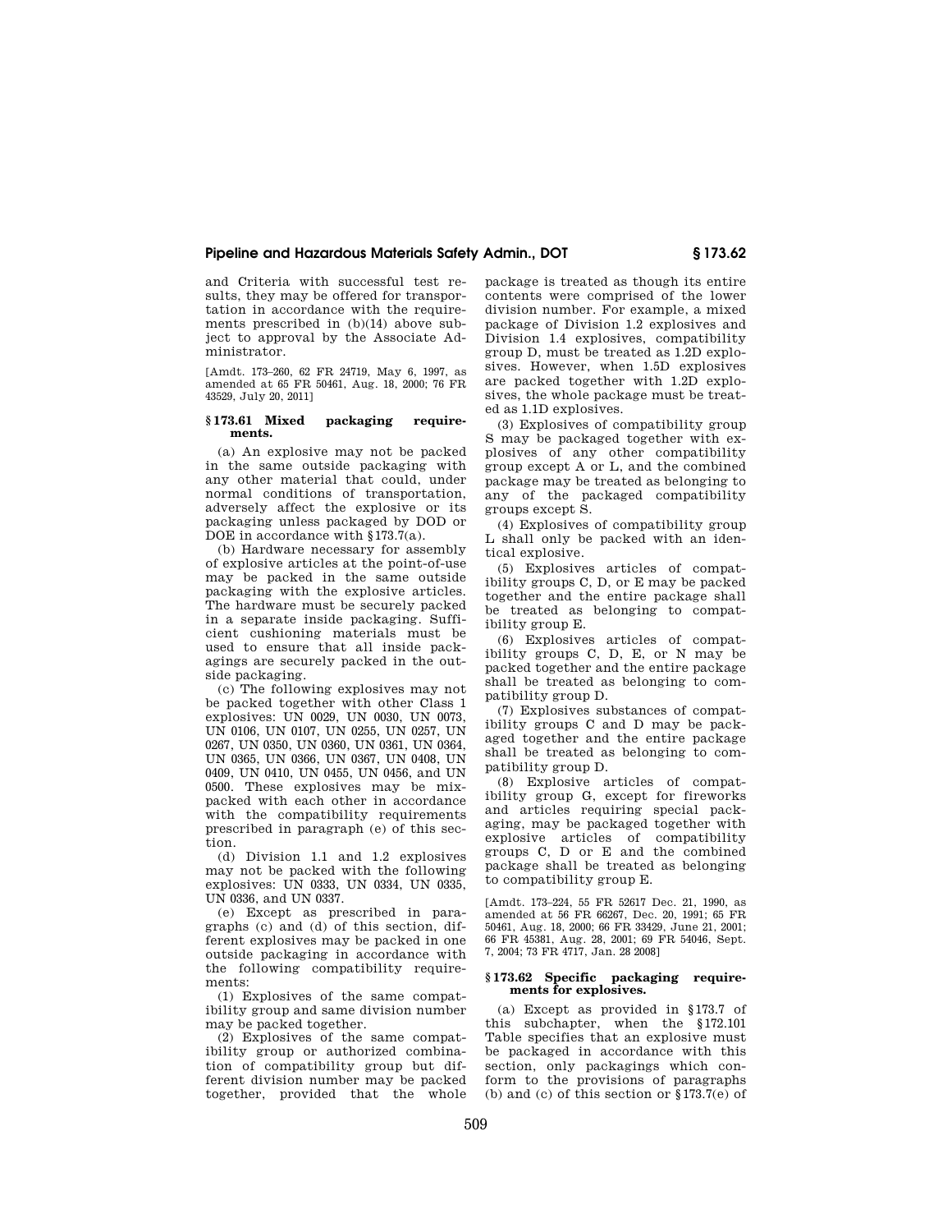and Criteria with successful test results, they may be offered for transportation in accordance with the requirements prescribed in (b)(14) above subject to approval by the Associate Administrator.

[Amdt. 173–260, 62 FR 24719, May 6, 1997, as amended at 65 FR 50461, Aug. 18, 2000; 76 FR 43529, July 20, 2011]

### § 173.61 Mixed packaging requirements.

(a) An explosive may not be packed in the same outside packaging with any other material that could, under normal conditions of transportation, adversely affect the explosive or its packaging unless packaged by DOD or DOE in accordance with §173.7(a).

(b) Hardware necessary for assembly of explosive articles at the point-of-use may be packed in the same outside packaging with the explosive articles. The hardware must be securely packed in a separate inside packaging. Sufficient cushioning materials must be used to ensure that all inside packagings are securely packed in the outside packaging.

(c) The following explosives may not be packed together with other Class 1 explosives: UN 0029, UN 0030, UN 0073, UN 0106, UN 0107, UN 0255, UN 0257, UN 0267, UN 0350, UN 0360, UN 0361, UN 0364, UN 0365, UN 0366, UN 0367, UN 0408, UN 0409, UN 0410, UN 0455, UN 0456, and UN 0500. These explosives may be mixpacked with each other in accordance with the compatibility requirements prescribed in paragraph (e) of this section.

(d) Division 1.1 and 1.2 explosives may not be packed with the following explosives: UN 0333, UN 0334, UN 0335, UN 0336, and UN 0337.

(e) Except as prescribed in paragraphs (c) and (d) of this section, different explosives may be packed in one outside packaging in accordance with the following compatibility requirements:

(1) Explosives of the same compatibility group and same division number may be packed together.

(2) Explosives of the same compatibility group or authorized combination of compatibility group but different division number may be packed together, provided that the whole package is treated as though its entire contents were comprised of the lower division number. For example, a mixed package of Division 1.2 explosives and Division 1.4 explosives, compatibility group D, must be treated as 1.2D explosives. However, when 1.5D explosives are packed together with 1.2D explosives, the whole package must be treated as 1.1D explosives.

(3) Explosives of compatibility group S may be packaged together with explosives of any other compatibility group except A or L, and the combined package may be treated as belonging to any of the packaged compatibility groups except S.

(4) Explosives of compatibility group L shall only be packed with an identical explosive.

(5) Explosives articles of compatibility groups C, D, or E may be packed together and the entire package shall be treated as belonging to compatibility group E.

(6) Explosives articles of compatibility groups C, D, E, or N may be packed together and the entire package shall be treated as belonging to compatibility group D.

(7) Explosives substances of compatibility groups C and D may be packaged together and the entire package shall be treated as belonging to compatibility group D.

(8) Explosive articles of compatibility group G, except for fireworks and articles requiring special packaging, may be packaged together with explosive articles of compatibility groups C, D or E and the combined package shall be treated as belonging to compatibility group E.

[Amdt. 173–224, 55 FR 52617 Dec. 21, 1990, as amended at 56 FR 66267, Dec. 20, 1991; 65 FR 50461, Aug. 18, 2000; 66 FR 33429, June 21, 2001; 66 FR 45381, Aug. 28, 2001; 69 FR 54046, Sept. 7, 2004; 73 FR 4717, Jan. 28 2008]

### § 173.62 Specific packaging requirements for explosives.

(a) Except as provided in §173.7 of this subchapter, when the §172.101 Table specifies that an explosive must be packaged in accordance with this section, only packagings which conform to the provisions of paragraphs (b) and (c) of this section or §173.7(e) of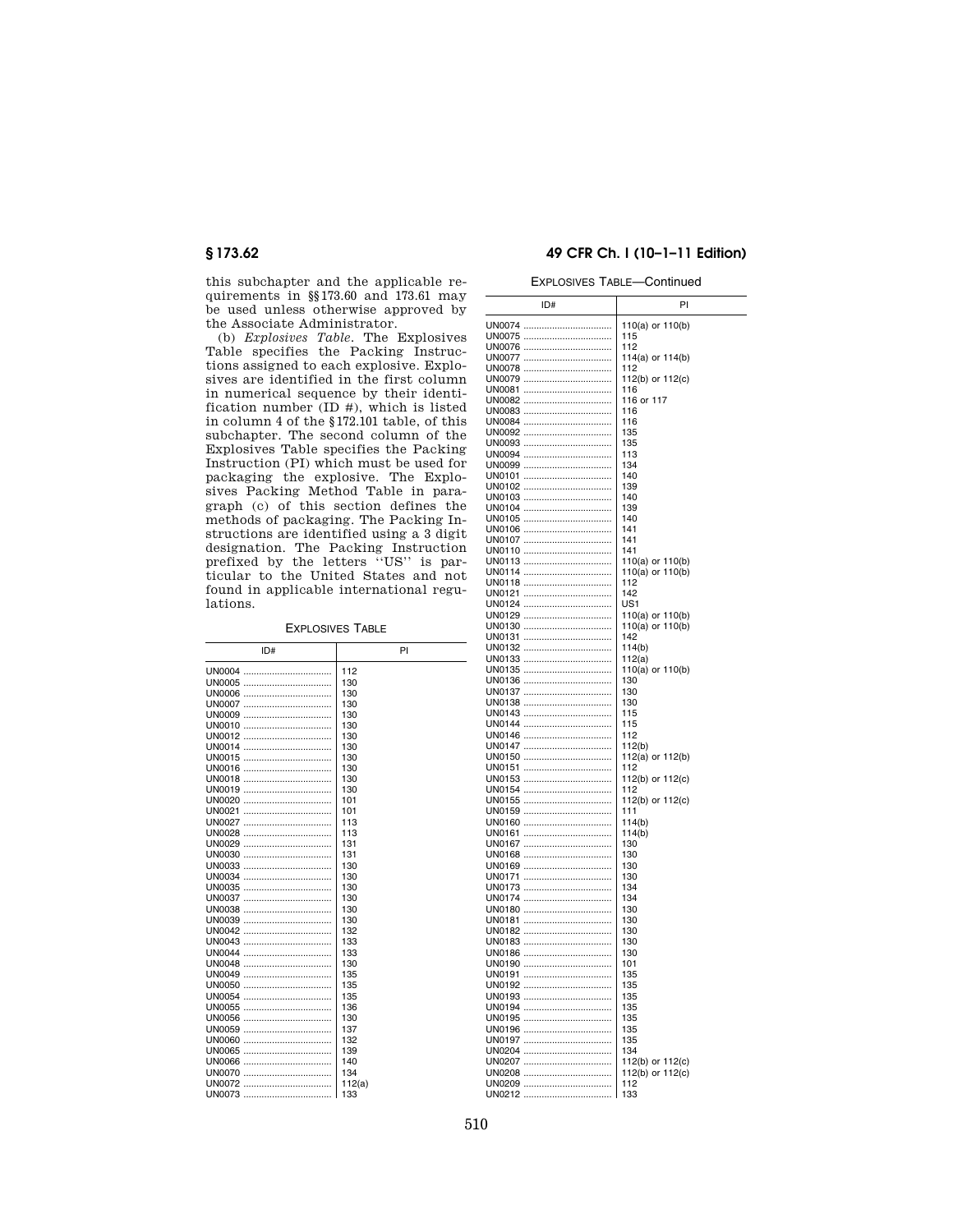this subchapter and the applicable requirements in §§173.60 and 173.61 may be used unless otherwise approved by the Associate Administrator.

(b) *Explosives Table.* The Explosives Table specifies the Packing Instructions assigned to each explosive. Explosives are identified in the first column in numerical sequence by their identification number (ID #), which is listed in column 4 of the §172.101 table, of this subchapter. The second column of the Explosives Table specifies the Packing Instruction (PI) which must be used for packaging the explosive. The Explosives Packing Method Table in paragraph (c) of this section defines the methods of packaging. The Packing Instructions are identified using a 3 digit designation. The Packing Instruction prefixed by the letters ''US'' is particular to the United States and not found in applicable international regulations.

EXPLOSIVES TABLE

| ID# | PI |
|---|---|
| UN0004 | 112 |
| UN0005 | 130 |
| UN0006 | 130 |
| UN0007 | 130 |
| UN0009 | 130 |
| UN0010 | 130 |
| UN0012 | 130 |
| UN0014 | 130 |
| UN0015 | 130 |
| UN0016 | 130 |
| UN0018 | 130 |
| UN0019 | 130 |
| UN0020 | 101 |
| UN0021 | 101 |
| UN0027 | 113 |
| UN0028 | 113 |
| UN0029 | 131 |
| UN0030 | 131 |
| UN0033 | 130 |
| UN0034 | 130 |
| UN0035 | 130 |
| UN0037 | 130 |
| UN0038 | 130 |
| UN0039 | 130 |
| UN0042 | 132 |
| UN0043 | 133 |
| UN0044 | 133 |
| UN0048 | 130 |
| UN0049 | 135 |
| UN0050 | 135 |
| UN0054 | 135 |
| UN0055 | 136 |
| UN0056 | 130 |
| UN0059 | 137 |
| UN0060 | 132 |
| UN0065 | 139 |
| UN0066 | 140 |
| UN0070 | 134 |
| UN0072 | 112(a) |
| UN0073 | 133 |
| UN0074 | 110(a) or 110(b) |
| UN0075 | 115 |
| UN0076 | 112 |
| UN0077 | 114(a) or 114(b) |
| UN0078 | 112 |
| UN0079 | 112(b) or 112(c) |
| UN0081 | 116 |
| UN0082 | 116 or 117 |
| UN0083 | 116 |
| UN0084 | 116 |
| UN0092 | 135 |
| UN0093 | 135 |
| UN0094 | 113 |
| UN0099 | 134 |
| UN0101 | 140 |
| UN0102 | 139 |
| UN0103 | 140 |
| UN0104 | 139 |
| UN0105 | 140 |
| UN0106 | 141 |
| UN0107 | 141 |
| UN0110 | 141 |
| UN0113 | 110(a) or 110(b) |
| UN0114 | 110(a) or 110(b) |
| UN0118 | 112 |
| UN0121 | 142 |
| UN0124 | US1 |
| UN0129 | 110(a) or 110(b) |
| UN0130 | 110(a) or 110(b) |
| UN0131 | 142 |
| UN0132 | 114(b) |
| UN0133 | 112(a) |
| UN0135 | 110(a) or 110(b) |
| UN0136 | 130 |
| UN0137 | 130 |
| UN0138 | 130 |
| UN0143 | 115 |
| UN0144 | 115 |
| UN0146 | 112 |
| UN0147 | 112(b) |
| UN0150 | 112(a) or 112(b) |
| UN0151 | 112 |
| UN0153 | 112(b) or 112(c) |
| UN0154 | 112 |
| UN0155 | 112(b) or 112(c) |
| UN0159 | 111 |
| UN0160 | 114(b) |
| UN0161 | 114(b) |
| UN0167 | 130 |
| UN0168 | 130 |
| UN0169 | 130 |
| UN0171 | 130 |
| UN0173 | 134 |
| UN0174 | 134 |
| UN0180 | 130 |
| UN0181 | 130 |
| UN0182 | 130 |
| UN0183 | 130 |
| UN0186 | 130 |
| UN0190 | 101 |
| UN0191 | 135 |
| UN0192 | 135 |
| UN0193 | 135 |
| UN0194 | 135 |
| UN0195 | 135 |
| UN0196 | 135 |
| UN0197 | 135 |
| UN0204 | 134 |
| UN0207 | 112(b) or 112(c) |
| UN0208 | 112(b) or 112(c) |
| UN0209 | 112 |
| UN0212 | 133 |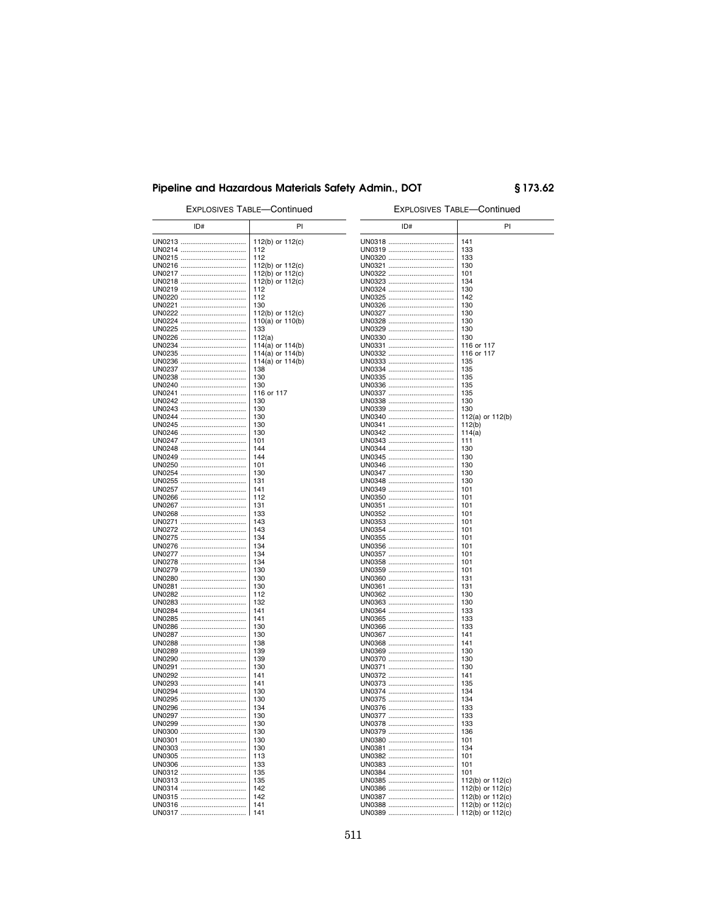EXPLOSIVES TABLE—Continued

| ID# | PI |
|---|---|
| UN0213 | 112(b) or 112(c) |
| UN0214 | 112 |
| UN0215 | 112 |
| UN0216 | 112(b) or 112(c) |
| UN0217 | 112(b) or 112(c) |
| UN0218 | 112(b) or 112(c) |
| UN0219 | 112 |
| UN0220 | 112 |
| UN0221 | 130 |
| UN0222 | 112(b) or 112(c) |
| UN0224 | 110(a) or 110(b) |
| UN0225 | 133 |
| UN0226 | 112(a) |
| UN0234 | 114(a) or 114(b) |
| UN0235 | 114(a) or 114(b) |
| UN0236 | 114(a) or 114(b) |
| UN0237 | 138 |
| UN0238 | 130 |
| UN0240 | 130 |
| UN0241 | 116 or 117 |
| UN0242 | 130 |
| UN0243 | 130 |
| UN0244 | 130 |
| UN0245 | 130 |
| UN0246 | 130 |
| UN0247 | 101 |
| UN0248 | 144 |
| UN0249 | 144 |
| UN0250 | 101 |
| UN0254 | 130 |
| UN0255 | 131 |
| UN0257 | 141 |
| UN0266 | 112 |
| UN0267 | 131 |
| UN0268 | 133 |
| UN0271 | 143 |
| UN0272 | 143 |
| UN0275 | 134 |
| UN0276 | 134 |
| UN0277 | 134 |
| UN0278 | 134 |
| UN0279 | 130 |
| UN0280 | 130 |
| UN0281 | 130 |
| UN0282 | 112 |
| UN0283 | 132 |
| UN0284 | 141 |
| UN0285 | 141 |
| UN0286 | 130 |
| UN0287 | 130 |
| UN0288 | 138 |
| UN0289 | 139 |
| UN0290 | 139 |
| UN0291 | 130 |
| UN0292 | 141 |
| UN0293 | 141 |
| UN0294 | 130 |
| UN0295 | 130 |
| UN0296 | 134 |
| UN0297 | 130 |
| UN0299 | 130 |
| UN0300 | 130 |
| UN0301 | 130 |
| UN0303 | 130 |
| UN0305 | 113 |
| UN0306 | 133 |
| UN0312 | 135 |
| UN0313 | 135 |
| UN0314 | 142 |
| UN0315 | 142 |
| UN0316 | 141 |
| UN0317 | 141 |
| UN0318 | 141 |
| UN0319 | 133 |
| UN0320 | 133 |
| UN0321 | 130 |
| UN0322 | 101 |
| UN0323 | 134 |
| UN0324 | 130 |
| UN0325 | 142 |
| UN0326 | 130 |
| UN0327 | 130 |
| UN0328 | 130 |
| UN0329 | 130 |
| UN0330 | 130 |
| UN0331 | 116 or 117 |
| UN0332 | 116 or 117 |
| UN0333 | 135 |
| UN0334 | 135 |
| UN0335 | 135 |
| UN0336 | 135 |
| UN0337 | 135 |
| UN0338 | 130 |
| UN0339 | 130 |
| UN0340 | 112(a) or 112(b) |
| UN0341 | 112(b) |
| UN0342 | 114(a) |
| UN0343 | 111 |
| UN0344 | 130 |
| UN0345 | 130 |
| UN0346 | 130 |
| UN0347 | 130 |
| UN0348 | 130 |
| UN0349 | 101 |
| UN0350 | 101 |
| UN0351 | 101 |
| UN0352 | 101 |
| UN0353 | 101 |
| UN0354 | 101 |
| UN0355 | 101 |
| UN0356 | 101 |
| UN0357 | 101 |
| UN0358 | 101 |
| UN0359 | 101 |
| UN0360 | 131 |
| UN0361 | 131 |
| UN0362 | 130 |
| UN0363 | 130 |
| UN0364 | 133 |
| UN0365 | 133 |
| UN0366 | 133 |
| UN0367 | 141 |
| UN0368 | 141 |
| UN0369 | 130 |
| UN0370 | 130 |
| UN0371 | 130 |
| UN0372 | 141 |
| UN0373 | 135 |
| UN0374 | 134 |
| UN0375 | 134 |
| UN0376 | 133 |
| UN0377 | 133 |
| UN0378 | 133 |
| UN0379 | 136 |
| UN0380 | 101 |
| UN0381 | 134 |
| UN0382 | 101 |
| UN0383 | 101 |
| UN0384 | 101 |
| UN0385 | 112(b) or 112(c) |
| UN0386 | 112(b) or 112(c) |
| UN0387 | 112(b) or 112(c) |
| UN0388 | 112(b) or 112(c) |
| UN0389 | 112(b) or 112(c) |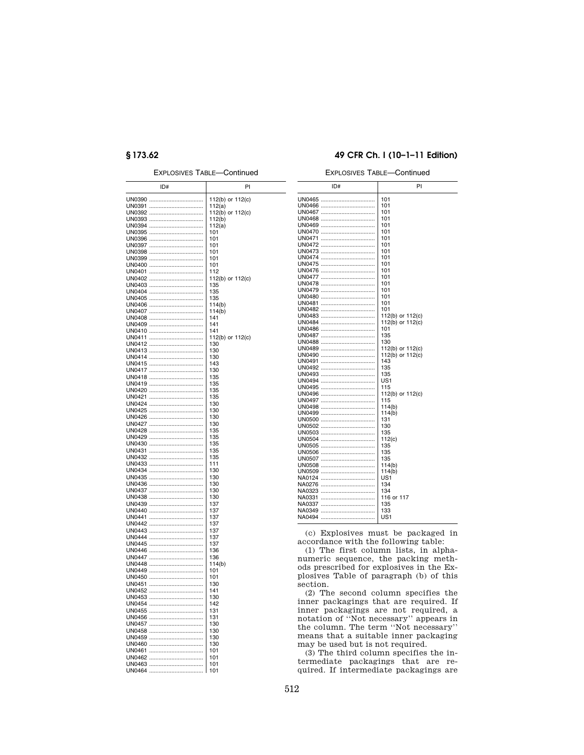EXPLOSIVES TABLE—Continued

| ID# | PI |
|---|---|
| UN0390 | 112(b) or 112(c) |
| UN0391 | 112(a) |
| UN0392 | 112(b) or 112(c) |
| UN0393 | 112(b) |
| UN0394 | 112(a) |
| UN0395 | 101 |
| UN0396 | 101 |
| UN0397 | 101 |
| UN0398 | 101 |
| UN0399 | 101 |
| UN0400 | 101 |
| UN0401 | 112 |
| UN0402 | 112(b) or 112(c) |
| UN0403 | 135 |
| UN0404 | 135 |
| UN0405 | 135 |
| UN0406 | 114(b) |
| UN0407 | 114(b) |
| UN0408 | 141 |
| UN0409 | 141 |
| UN0410 | 141 |
| UN0411 | 112(b) or 112(c) |
| UN0412 | 130 |
| UN0413 | 130 |
| UN0414 | 130 |
| UN0415 | 143 |
| UN0417 | 130 |
| UN0418 | 135 |
| UN0419 | 135 |
| UN0420 | 135 |
| UN0421 | 135 |
| UN0424 | 130 |
| UN0425 | 130 |
| UN0426 | 130 |
| UN0427 | 130 |
| UN0428 | 135 |
| UN0429 | 135 |
| UN0430 | 135 |
| UN0431 | 135 |
| UN0432 | 135 |
| UN0433 | 111 |
| UN0434 | 130 |
| UN0435 | 130 |
| UN0436 | 130 |
| UN0437 | 130 |
| UN0438 | 130 |
| UN0439 | 137 |
| UN0440 | 137 |
| UN0441 | 137 |
| UN0442 | 137 |
| UN0443 | 137 |
| UN0444 | 137 |
| UN0445 | 137 |
| UN0446 | 136 |
| UN0447 | 136 |
| UN0448 | 114(b) |
| UN0449 | 101 |
| UN0450 | 101 |
| UN0451 | 130 |
| UN0452 | 141 |
| UN0453 | 130 |
| UN0454 | 142 |
| UN0455 | 131 |
| UN0456 | 131 |
| UN0457 | 130 |
| UN0458 | 130 |
| UN0459 | 130 |
| UN0460 | 130 |
| UN0461 | 101 |
| UN0462 | 101 |
| UN0463 | 101 |
| UN0464 | 101 |
| UN0465 | 101 |
| UN0466 | 101 |
| UN0467 | 101 |
| UN0468 | 101 |
| UN0469 | 101 |
| UN0470 | 101 |
| UN0471 | 101 |
| UN0472 | 101 |
| UN0473 | 101 |
| UN0474 | 101 |
| UN0475 | 101 |
| UN0476 | 101 |
| UN0477 | 101 |
| UN0478 | 101 |
| UN0479 | 101 |
| UN0480 | 101 |
| UN0481 | 101 |
| UN0482 | 101 |
| UN0483 | 112(b) or 112(c) |
| UN0484 | 112(b) or 112(c) |
| UN0486 | 101 |
| UN0487 | 135 |
| UN0488 | 130 |
| UN0489 | 112(b) or 112(c) |
| UN0490 | 112(b) or 112(c) |
| UN0491 | 143 |
| UN0492 | 135 |
| UN0493 | 135 |
| UN0494 | US1 |
| UN0495 | 115 |
| UN0496 | 112(b) or 112(c) |
| UN0497 | 115 |
| UN0498 | 114(b) |
| UN0499 | 114(b) |
| UN0500 | 131 |
| UN0502 | 130 |
| UN0503 | 135 |
| UN0504 | 112(c) |
| UN0505 | 135 |
| UN0506 | 135 |
| UN0507 | 135 |
| UN0508 | 114(b) |
| UN0509 | 114(b) |
| NA0124 | US1 |
| NA0276 | 134 |
| NA0323 | 134 |
| NA0331 | 116 or 117 |
| NA0337 | 135 |
| NA0349 | 133 |
| NA0494 | US1 |

(c) Explosives must be packaged in accordance with the following table:

(1) The first column lists, in alphanumeric sequence, the packing methods prescribed for explosives in the Explosives Table of paragraph (b) of this section.

(2) The second column specifies the inner packagings that are required. If inner packagings are not required, a notation of "Not necessary" appears in the column. The term "Not necessary" means that a suitable inner packaging may be used but is not required.

(3) The third column specifies the intermediate packagings that are required. If intermediate packagings are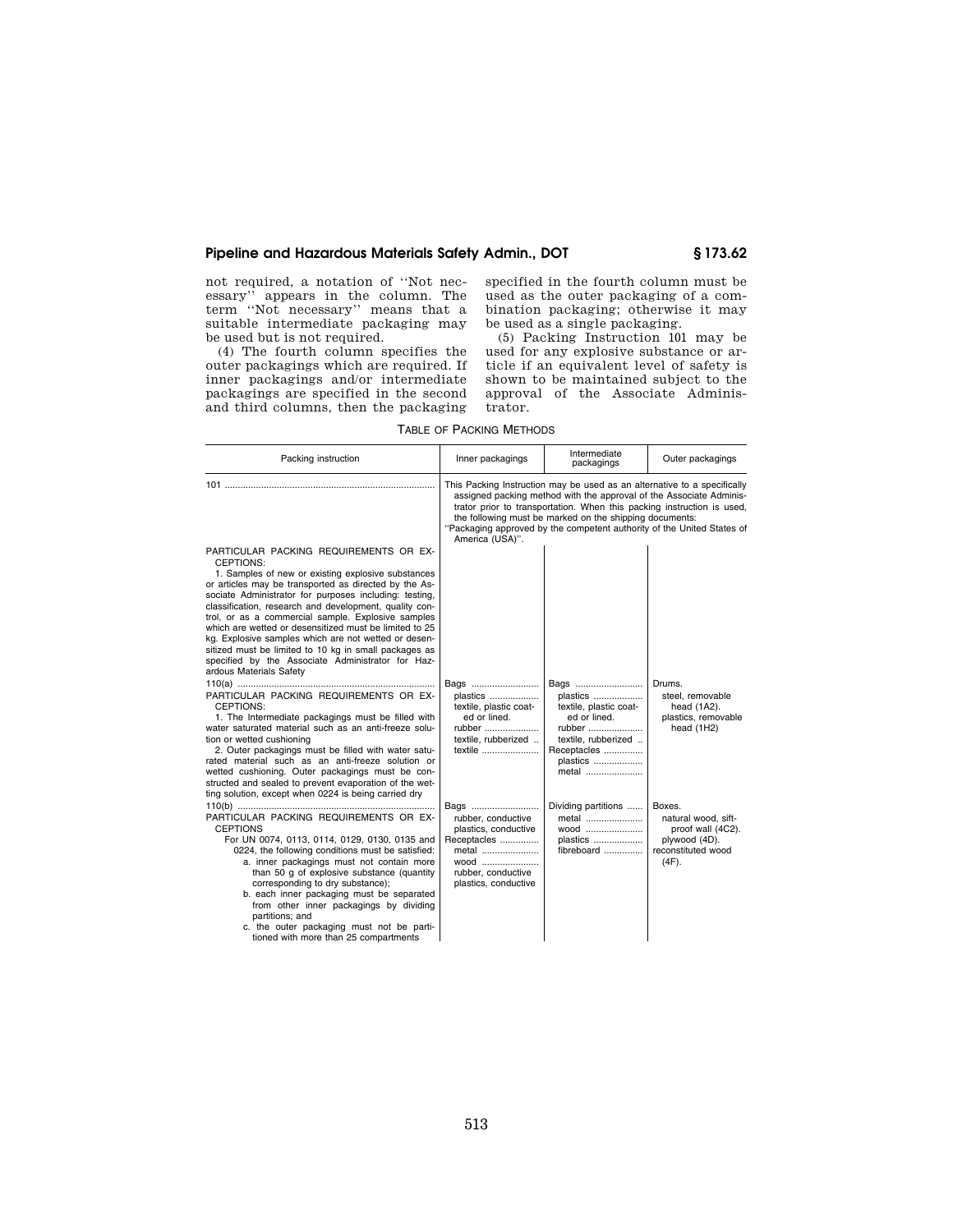not required, a notation of ''Not necessary'' appears in the column. The term ''Not necessary'' means that a suitable intermediate packaging may be used but is not required.

(4) The fourth column specifies the outer packagings which are required. If inner packagings and/or intermediate packagings are specified in the second and third columns, then the packaging specified in the fourth column must be used as the outer packaging of a combination packaging; otherwise it may be used as a single packaging.

(5) Packing Instruction 101 may be used for any explosive substance or article if an equivalent level of safety is shown to be maintained subject to the approval of the Associate Administrator.

TABLE OF PACKING METHODS

| Packing instruction | Inner packagings | Intermediate packagings | Outer packagings |
|---|---|---|---|
| 101 | This Packing Instruction may be used as an alternative to a specifically assigned packing method with the approval of the Associate Administrator prior to transportation. When this packing instruction is used, the following must be marked on the shipping documents: ''Packaging approved by the competent authority of the United States of America (USA)''. | | |
| PARTICULAR PACKING REQUIREMENTS OR EXCEPTIONS:<br>1. Samples of new or existing explosive substances or articles may be transported as directed by the Associate Administrator for purposes including: testing, classification, research and development, quality control, or as a commercial sample. Explosive samples which are wetted or desensitized must be limited to 25 kg. Explosive samples which are not wetted or desensitized must be limited to 10 kg in small packages as specified by the Associate Administrator for Hazardous Materials Safety | | | |
| 110(a)<br>PARTICULAR PACKING REQUIREMENTS OR EXCEPTIONS:<br>1. The Intermediate packagings must be filled with water saturated material such as an anti-freeze solution or wetted cushioning<br>2. Outer packagings must be filled with water saturated material such as an anti-freeze solution or wetted cushioning. Outer packagings must be constructed and sealed to prevent evaporation of the wetting solution, except when 0224 is being carried dry | Bags<br>plastics<br>textile, plastic coated or lined.<br>rubber<br>textile, rubberized<br>textile | Bags<br>plastics<br>textile, plastic coated or lined.<br>rubber<br>textile, rubberized<br>Receptacles<br>plastics<br>metal | Drums.<br>steel, removable head (1A2).<br>plastics, removable head (1H2) |
| 110(b)<br>PARTICULAR PACKING REQUIREMENTS OR EXCEPTIONS<br>For UN 0074, 0113, 0114, 0129, 0130, 0135 and 0224, the following conditions must be satisfied:<br>a. inner packagings must not contain more than 50 g of explosive substance (quantity corresponding to dry substance);<br>b. each inner packaging must be separated from other inner packagings by dividing partitions; and<br>c. the outer packaging must not be partitioned with more than 25 compartments | Bags<br>rubber, conductive<br>plastics, conductive<br>Receptacles<br>metal<br>wood<br>rubber, conductive<br>plastics, conductive | Dividing partitions<br>metal<br>wood<br>plastics<br>fibreboard | Boxes.<br>natural wood, sift-proof wall (4C2).<br>plywood (4D).<br>reconstituted wood (4F). |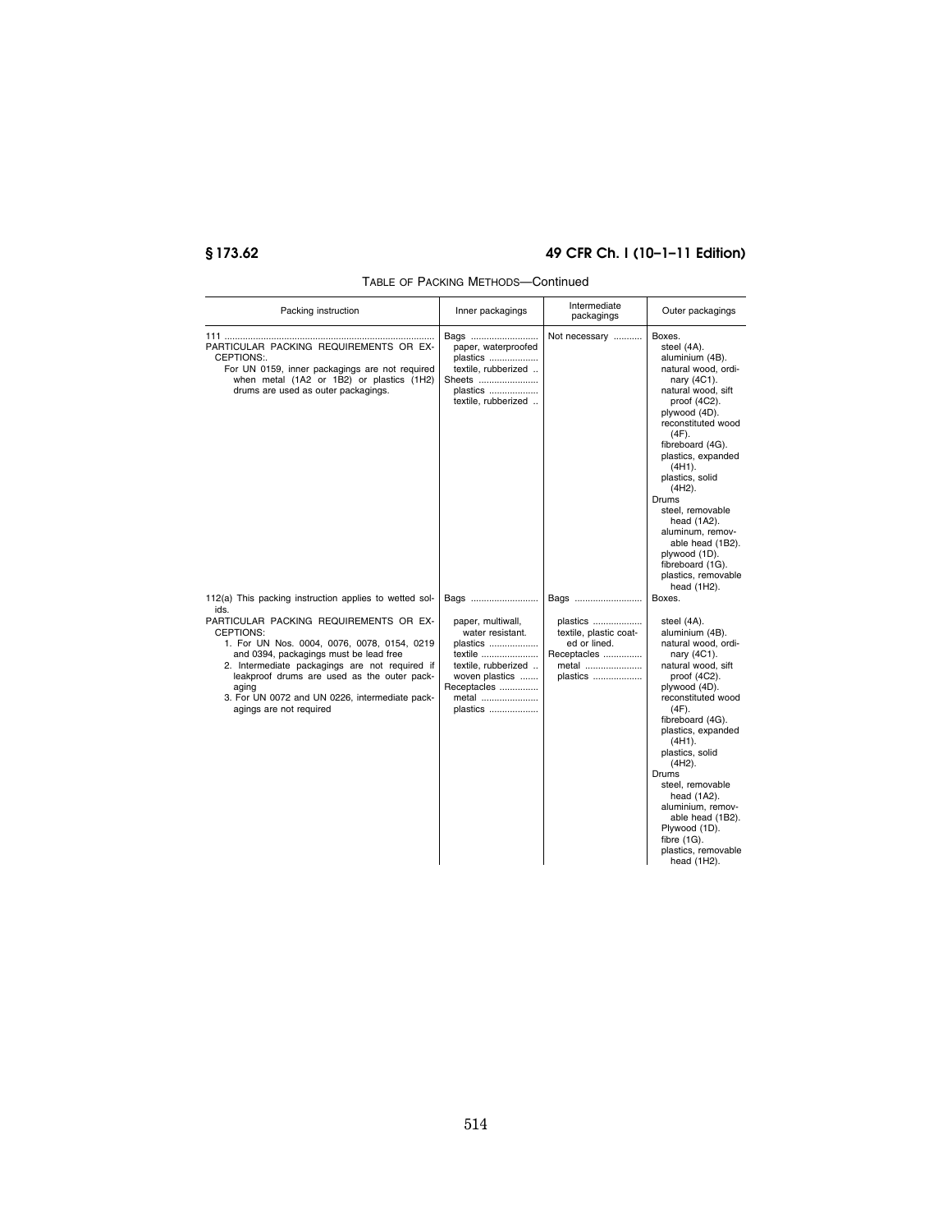TABLE OF PACKING METHODS—Continued

| Packing instruction | Inner packagings | Intermediate packagings | Outer packagings |
| --- | --- | --- | --- |
| 111<br>PARTICULAR PACKING REQUIREMENTS OR EXCEPTIONS:.<br>For UN 0159, inner packagings are not required when metal (1A2 or 1B2) or plastics (1H2) drums are used as outer packagings. | Bags<br>paper, waterproofed<br>plastics<br>textile, rubberized<br>Sheets<br>plastics<br>textile, rubberized | Not necessary | Boxes.<br>steel (4A).<br>aluminium (4B).<br>natural wood, ordinary (4C1).<br>natural wood, sift proof (4C2).<br>plywood (4D).<br>reconstituted wood (4F).<br>fibreboard (4G).<br>plastics, expanded (4H1).<br>plastics, solid (4H2).<br>Drums<br>steel, removable head (1A2).<br>aluminum, removable head (1B2).<br>plywood (1D).<br>fibreboard (1G).<br>plastics, removable head (1H2). |
| 112(a) This packing instruction applies to wetted solids.<br>PARTICULAR PACKING REQUIREMENTS OR EXCEPTIONS:<br>1. For UN Nos. 0004, 0076, 0078, 0154, 0219 and 0394, packagings must be lead free<br>2. Intermediate packagings are not required if leakproof drums are used as the outer packaging<br>3. For UN 0072 and UN 0226, intermediate packagings are not required | Bags<br>paper, multiwall, water resistant.<br>plastics<br>textile<br>textile, rubberized<br>woven plastics<br>Receptacles<br>metal<br>plastics | Bags<br>plastics<br>textile, plastic coated or lined.<br>Receptacles<br>metal<br>plastics | Boxes.<br>steel (4A).<br>aluminium (4B).<br>natural wood, ordinary (4C1).<br>natural wood, sift proof (4C2).<br>plywood (4D).<br>reconstituted wood (4F).<br>fibreboard (4G).<br>plastics, expanded (4H1).<br>plastics, solid (4H2).<br>Drums<br>steel, removable head (1A2).<br>aluminium, removable head (1B2).<br>Plywood (1D).<br>fibre (1G).<br>plastics, removable head (1H2). |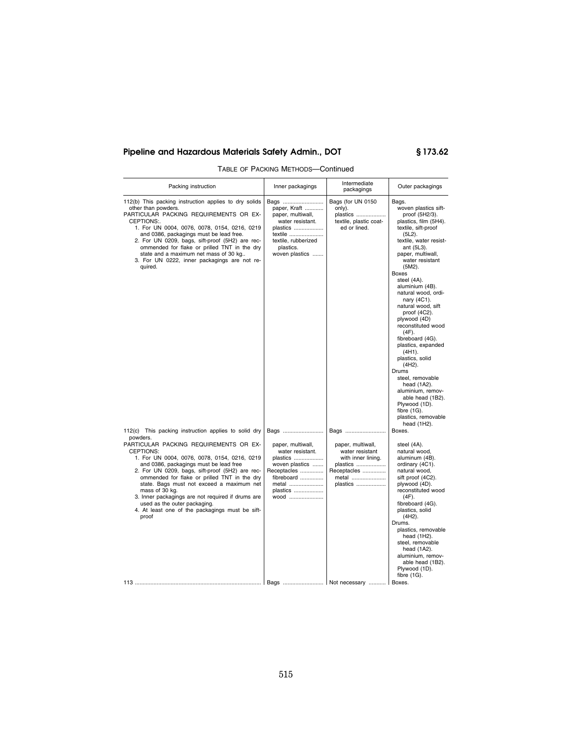TABLE OF PACKING METHODS—Continued

| Packing instruction | Inner packagings | Intermediate packagings | Outer packagings |
|---|---|---|---|
| 112(b) This packing instruction applies to dry solids other than powders.<br>PARTICULAR PACKING REQUIREMENTS OR EXCEPTIONS:.<br>1. For UN 0004, 0076, 0078, 0154, 0216, 0219 and 0386, packagings must be lead free.<br>2. For UN 0209, bags, sift-proof (5H2) are recommended for flake or prilled TNT in the dry state and a maximum net mass of 30 kg..<br>3. For UN 0222, inner packagings are not required. | Bags<br>paper, Kraft<br>paper, multiwall, water resistant.<br>plastics<br>textile<br>textile, rubberized plastics.<br>woven plastics | Bags (for UN 0150 only).<br>plastics<br>textile, plastic coated or lined. | Bags.<br>woven plastics sift-proof (5H2/3).<br>plastics, film (5H4).<br>textile, sift-proof (5L2).<br>textile, water resistant (5L3).<br>paper, multiwall, water resistant (5M2).<br>Boxes<br>steel (4A).<br>aluminium (4B).<br>natural wood, ordinary (4C1).<br>natural wood, sift proof (4C2).<br>plywood (4D)<br>reconstituted wood (4F).<br>fibreboard (4G).<br>plastics, expanded (4H1).<br>plastics, solid (4H2).<br>Drums<br>steel, removable head (1A2).<br>aluminium, removable head (1B2).<br>Plywood (1D).<br>fibre (1G).<br>plastics, removable head (1H2). |
| 112(c) This packing instruction applies to solid dry powders.<br>PARTICULAR PACKING REQUIREMENTS OR EXCEPTIONS:<br>1. For UN 0004, 0076, 0078, 0154, 0216, 0219 and 0386, packagings must be lead free<br>2. For UN 0209, bags, sift-proof (5H2) are recommended for flake or prilled TNT in the dry state. Bags must not exceed a maximum net mass of 30 kg.<br>3. Inner packagings are not required if drums are used as the outer packaging.<br>4. At least one of the packagings must be sift-proof | Bags<br>paper, multiwall, water resistant.<br>plastics<br>woven plastics<br>Receptacles<br>fibreboard<br>metal<br>plastics<br>wood | Bags<br>paper, multiwall, water resistant with inner lining.<br>plastics<br>Receptacles<br>metal<br>plastics | Boxes.<br>steel (4A).<br>natural wood, aluminum (4B).<br>ordinary (4C1).<br>natural wood, sift proof (4C2).<br>plywood (4D).<br>reconstituted wood (4F).<br>fibreboard (4G).<br>plastics, solid (4H2).<br>Drums.<br>plastics, removable head (1H2).<br>steel, removable head (1A2).<br>aluminium, removable head (1B2).<br>Plywood (1D).<br>fibre (1G). |
| 113 | Bags | Not necessary | Boxes. |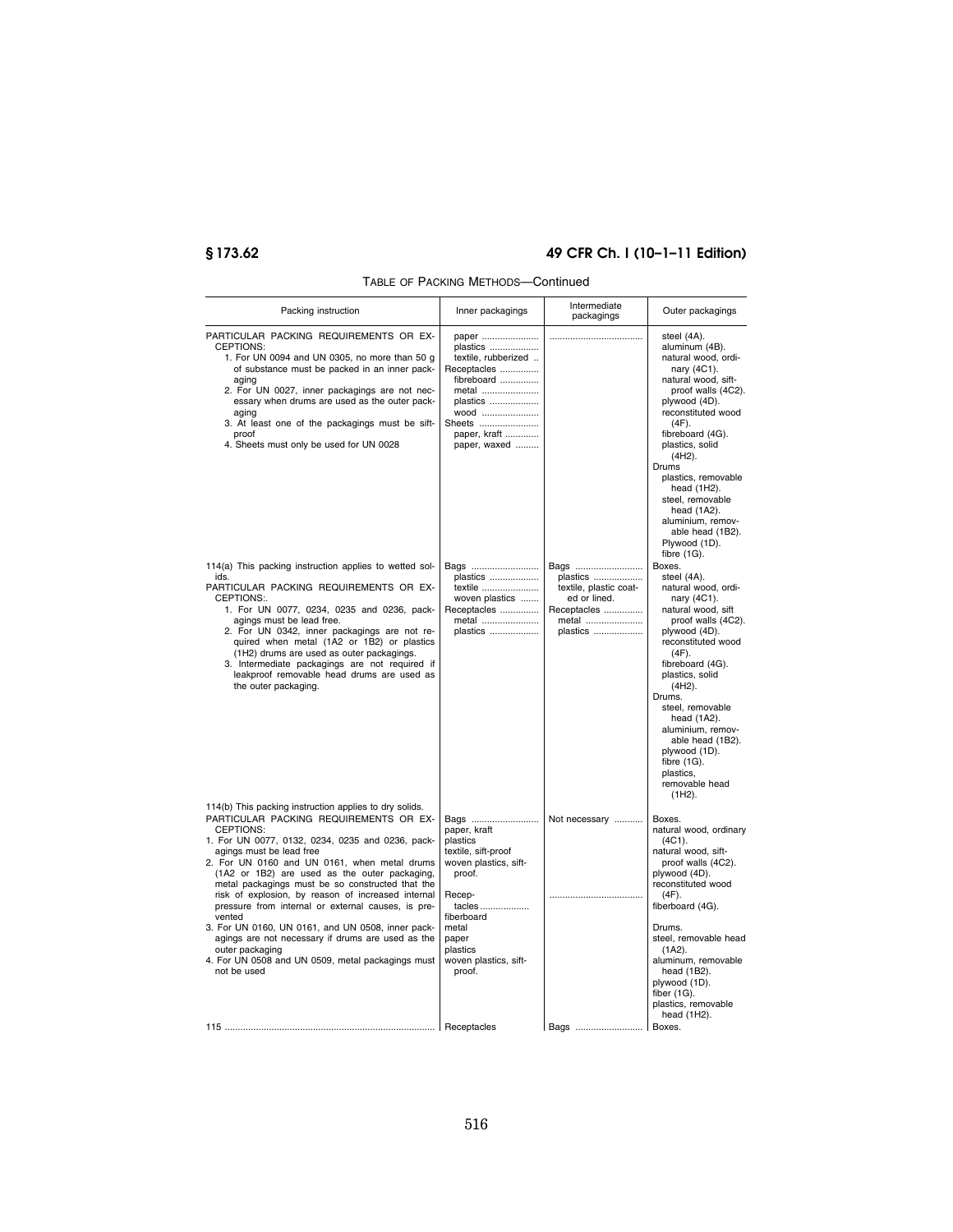TABLE OF PACKING METHODS—Continued

| Packing instruction | Inner packagings | Intermediate packagings | Outer packagings |
|---|---|---|---|
| PARTICULAR PACKING REQUIREMENTS OR EXCEPTIONS:<br>1. For UN 0094 and UN 0305, no more than 50 g of substance must be packed in an inner packaging<br>2. For UN 0027, inner packagings are not necessary when drums are used as the outer packaging<br>3. At least one of the packagings must be sift-proof<br>4. Sheets must only be used for UN 0028 | paper<br>plastics<br>textile, rubberized<br>Receptacles<br>fibreboard<br>metal<br>plastics<br>wood<br>Sheets<br>paper, kraft<br>paper, waxed | | steel (4A).<br>aluminum (4B).<br>natural wood, ordinary (4C1).<br>natural wood, sift-proof walls (4C2).<br>plywood (4D).<br>reconstituted wood (4F).<br>fibreboard (4G).<br>plastics, solid (4H2).<br>Drums<br>plastics, removable head (1H2).<br>steel, removable head (1A2).<br>aluminium, removable head (1B2).<br>Plywood (1D).<br>fibre (1G). |
| 114(a) This packing instruction applies to wetted solids.<br>PARTICULAR PACKING REQUIREMENTS OR EXCEPTIONS:.<br>1. For UN 0077, 0234, 0235 and 0236, packagings must be lead free.<br>2. For UN 0342, inner packagings are not required when metal (1A2 or 1B2) or plastics (1H2) drums are used as outer packagings.<br>3. Intermediate packagings are not required if leakproof removable head drums are used as the outer packaging. | Bags<br>plastics<br>textile<br>woven plastics<br>Receptacles<br>metal<br>plastics | Bags<br>plastics<br>textile, plastic coated or lined.<br>Receptacles<br>metal<br>plastics | Boxes.<br>steel (4A).<br>natural wood, ordinary (4C1).<br>natural wood, sift proof walls (4C2).<br>plywood (4D).<br>reconstituted wood (4F).<br>fibreboard (4G).<br>plastics, solid (4H2).<br>Drums.<br>steel, removable head (1A2).<br>aluminium, removable head (1B2).<br>plywood (1D).<br>fibre (1G).<br>plastics, removable head (1H2). |
| 114(b) This packing instruction applies to dry solids.<br>PARTICULAR PACKING REQUIREMENTS OR EXCEPTIONS:<br>1. For UN 0077, 0132, 0234, 0235 and 0236, packagings must be lead free<br>2. For UN 0160 and UN 0161, when metal drums (1A2 or 1B2) are used as the outer packaging, metal packagings must be so constructed that the risk of explosion, by reason of increased internal pressure from internal or external causes, is prevented<br>3. For UN 0160, UN 0161, and UN 0508, inner packagings are not necessary if drums are used as the outer packaging<br>4. For UN 0508 and UN 0509, metal packagings must not be used | Bags<br>paper, kraft<br>plastics<br>textile, sift-proof<br>woven plastics, sift-proof.<br>Receptacles<br>fiberboard<br>metal<br>paper<br>plastics<br>woven plastics, sift-proof. | Not necessary | Boxes.<br>natural wood, ordinary (4C1).<br>natural wood, sift-proof walls (4C2).<br>plywood (4D).<br>reconstituted wood (4F).<br>fiberboard (4G).<br>Drums.<br>steel, removable head (1A2).<br>aluminum, removable head (1B2).<br>plywood (1D).<br>fiber (1G).<br>plastics, removable head (1H2). |
| 115 | Receptacles | Bags | Boxes. |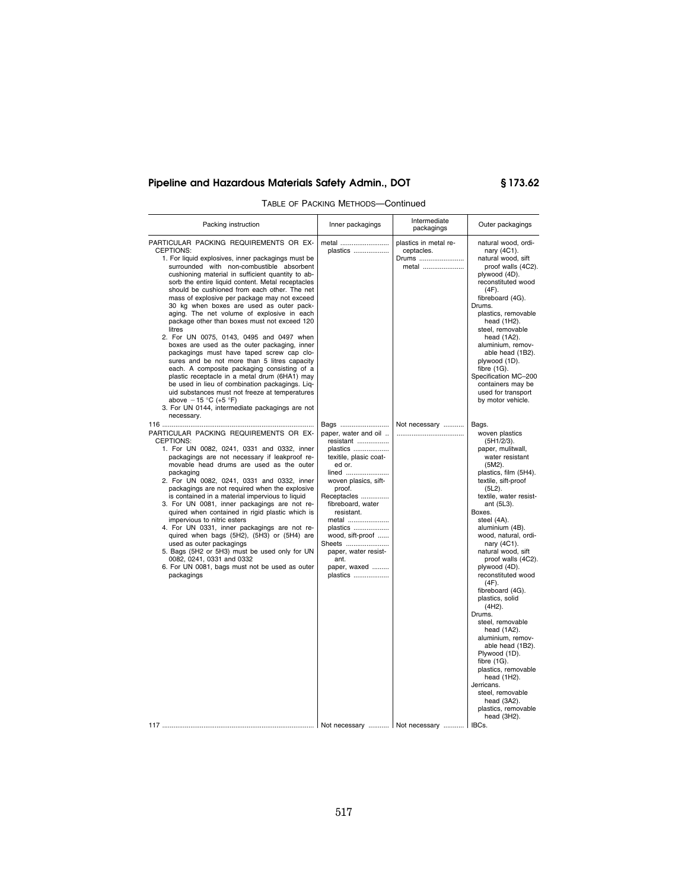TABLE OF PACKING METHODS—Continued

| Packing instruction | Inner packagings | Intermediate packagings | Outer packagings |
|---|---|---|---|
| PARTICULAR PACKING REQUIREMENTS OR EXCEPTIONS:<br>1. For liquid explosives, inner packagings must be surrounded with non-combustible absorbent cushioning material in sufficient quantity to absorb the entire liquid content. Metal receptacles should be cushioned from each other. The net mass of explosive per package may not exceed 30 kg when boxes are used as outer packaging. The net volume of explosive in each package other than boxes must not exceed 120 litres<br>2. For UN 0075, 0143, 0495 and 0497 when boxes are used as the outer packaging, inner packagings must have taped screw cap closures and be not more than 5 litres capacity each. A composite packaging consisting of a plastic receptacle in a metal drum (6HA1) may be used in lieu of combination packagings. Liquid substances must not freeze at temperatures above −15 °C (+5 °F)<br>3. For UN 0144, intermediate packagings are not necessary. | metal<br>plastics | plastics in metal receptacles.<br>Drums<br>metal | natural wood, ordinary (4C1).<br>natural wood, sift proof walls (4C2).<br>plywood (4D).<br>reconstituted wood (4F).<br>fibreboard (4G).<br>Drums.<br>plastics, removable head (1H2).<br>steel, removable head (1A2).<br>aluminium, removable head (1B2).<br>plywood (1D).<br>fibre (1G).<br>Specification MC–200 containers may be used for transport by motor vehicle. |
| 116 | Bags | Not necessary | Bags. |
| PARTICULAR PACKING REQUIREMENTS OR EXCEPTIONS:<br>1. For UN 0082, 0241, 0331 and 0332, inner packagings are not necessary if leakproof removable head drums are used as the outer packaging<br>2. For UN 0082, 0241, 0331 and 0332, inner packagings are not required when the explosive is contained in a material impervious to liquid<br>3. For UN 0081, inner packagings are not required when contained in rigid plastic which is impervious to nitric esters<br>4. For UN 0331, inner packagings are not required when bags (5H2), (5H3) or (5H4) are used as outer packagings<br>5. Bags (5H2 or 5H3) must be used only for UN 0082, 0241, 0331 and 0332<br>6. For UN 0081, bags must not be used as outer packagings | paper, water and oil resistant<br>plastics<br>textile, plasic coated or.<br>lined<br>woven plasics, sift-proof.<br>Receptacles<br>fibreboard, water resistant.<br>metal<br>plastics<br>wood, sift-proof<br>Sheets<br>paper, water resistant.<br>paper, waxed<br>plastics | | woven plastics (5H1/2/3).<br>paper, mulitwall, water resistant (5M2).<br>plastics, film (5H4).<br>textile, sift-proof (5L2).<br>textile, water resistant (5L3).<br>Boxes.<br>steel (4A).<br>aluminium (4B).<br>wood, natural, ordinary (4C1).<br>natural wood, sift proof walls (4C2).<br>plywood (4D).<br>reconstituted wood (4F).<br>fibreboard (4G).<br>plastics, solid (4H2).<br>Drums.<br>steel, removable head (1A2).<br>aluminium, removable head (1B2).<br>Plywood (1D).<br>fibre (1G).<br>plastics, removable head (1H2).<br>Jerricans.<br>steel, removable head (3A2).<br>plastics, removable head (3H2). |
| 117 | Not necessary | Not necessary | IBCs. |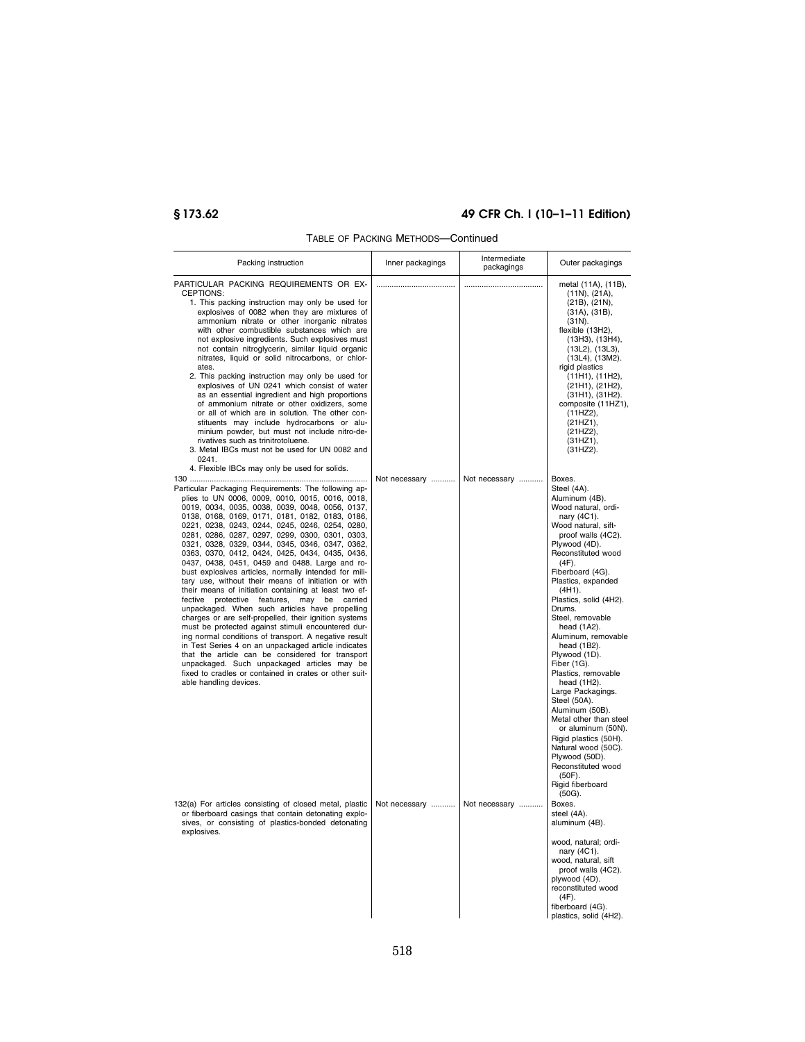TABLE OF PACKING METHODS—Continued

| Packing instruction | Inner packagings | Intermediate packagings | Outer packagings |
| --- | --- | --- | --- |
| PARTICULAR PACKING REQUIREMENTS OR EXCEPTIONS:<br>1. This packing instruction may only be used for explosives of 0082 when they are mixtures of ammonium nitrate or other inorganic nitrates with other combustible substances which are not explosive ingredients. Such explosives must not contain nitroglycerin, similar liquid organic nitrates, liquid or solid nitrocarbons, or chlorates.<br>2. This packing instruction may only be used for explosives of UN 0241 which consist of water as an essential ingredient and high proportions of ammonium nitrate or other oxidizers, some or all of which are in solution. The other constituents may include hydrocarbons or aluminium powder, but must not include nitro-derivatives such as trinitrotoluene.<br>3. Metal IBCs must not be used for UN 0082 and 0241.<br>4. Flexible IBCs may only be used for solids. | .................................... | .................................... | metal (11A), (11B), (11N), (21A), (21B), (21N), (31A), (31B), (31N).<br>flexible (13H2), (13H3), (13H4), (13L2), (13L3), (13L4), (13M2).<br>rigid plastics (11H1), (11H2), (21H1), (21H2), (31H1), (31H2).<br>composite (11HZ1), (11HZ2), (21HZ1), (21HZ2), (31HZ1), (31HZ2). |
| 130 ..................................................................................<br>Particular Packaging Requirements: The following applies to UN 0006, 0009, 0010, 0015, 0016, 0018, 0019, 0034, 0035, 0038, 0039, 0048, 0056, 0137, 0138, 0168, 0169, 0171, 0181, 0182, 0183, 0186, 0221, 0238, 0243, 0244, 0245, 0246, 0254, 0280, 0281, 0286, 0287, 0297, 0299, 0300, 0301, 0303, 0321, 0328, 0329, 0344, 0345, 0346, 0347, 0362, 0363, 0370, 0412, 0424, 0425, 0434, 0435, 0436, 0437, 0438, 0451, 0459 and 0488. Large and robust explosives articles, normally intended for military use, without their means of initiation or with their means of initiation containing at least two effective protective features, may be carried unpackaged. When such articles have propelling charges or are self-propelled, their ignition systems must be protected against stimuli encountered during normal conditions of transport. A negative result in Test Series 4 on an unpackaged article indicates that the article can be considered for transport unpackaged. Such unpackaged articles may be fixed to cradles or contained in crates or other suitable handling devices. | Not necessary ........... | Not necessary ........... | Boxes.<br>Steel (4A).<br>Aluminum (4B).<br>Wood natural, ordinary (4C1).<br>Wood natural, sift-proof walls (4C2).<br>Plywood (4D).<br>Reconstituted wood (4F).<br>Fiberboard (4G).<br>Plastics, expanded (4H1).<br>Plastics, solid (4H2).<br>Drums.<br>Steel, removable head (1A2).<br>Aluminum, removable head (1B2).<br>Plywood (1D).<br>Fiber (1G).<br>Plastics, removable head (1H2).<br>Large Packagings.<br>Steel (50A).<br>Aluminum (50B).<br>Metal other than steel or aluminum (50N).<br>Rigid plastics (50H).<br>Natural wood (50C).<br>Plywood (50D).<br>Reconstituted wood (50F).<br>Rigid fiberboard (50G). |
| 132(a) For articles consisting of closed metal, plastic or fiberboard casings that contain detonating explosives, or consisting of plastics-bonded detonating explosives. | Not necessary ........... | Not necessary ........... | Boxes.<br>steel (4A).<br>aluminum (4B).<br>wood, natural; ordinary (4C1).<br>wood, natural, sift proof walls (4C2).<br>plywood (4D).<br>reconstituted wood (4F).<br>fiberboard (4G).<br>plastics, solid (4H2). |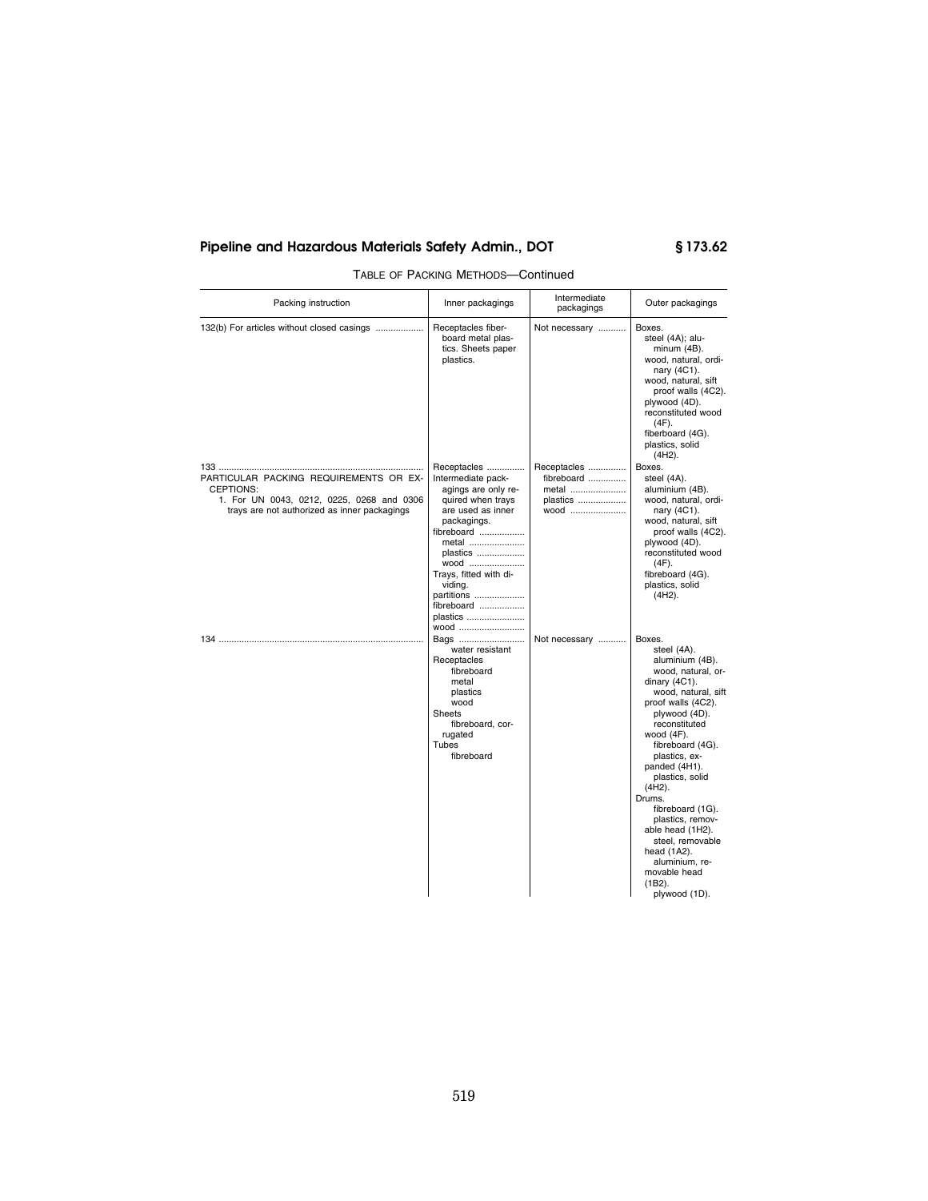TABLE OF PACKING METHODS—Continued

| Packing instruction | Inner packagings | Intermediate packagings | Outer packagings |
| --- | --- | --- | --- |
| 132(b) For articles without closed casings | Receptacles fiberboard metal plastics. Sheets paper plastics. | Not necessary | Boxes.<br>steel (4A); aluminum (4B).<br>wood, natural, ordinary (4C1).<br>wood, natural, sift proof walls (4C2).<br>plywood (4D).<br>reconstituted wood (4F).<br>fiberboard (4G).<br>plastics, solid (4H2). |
| 133<br>PARTICULAR PACKING REQUIREMENTS OR EXCEPTIONS:<br>1. For UN 0043, 0212, 0225, 0268 and 0306 trays are not authorized as inner packagings | Receptacles<br>Intermediate packagings are only required when trays are used as inner packagings.<br>fibreboard<br>metal<br>plastics<br>wood<br>Trays, fitted with dividing.<br>partitions<br>fibreboard<br>plastics<br>wood | Receptacles<br>fibreboard<br>metal<br>plastics<br>wood | Boxes.<br>steel (4A).<br>aluminium (4B).<br>wood, natural, ordinary (4C1).<br>wood, natural, sift proof walls (4C2).<br>plywood (4D).<br>reconstituted wood (4F).<br>fibreboard (4G).<br>plastics, solid (4H2). |
| 134 | Bags<br>water resistant<br>Receptacles<br>fibreboard<br>metal<br>plastics<br>wood<br>Sheets<br>fibreboard, corrugated<br>Tubes<br>fibreboard | Not necessary | Boxes.<br>steel (4A).<br>aluminium (4B).<br>wood, natural, ordinary (4C1).<br>wood, natural, sift proof walls (4C2).<br>plywood (4D).<br>reconstituted wood (4F).<br>fibreboard (4G).<br>plastics, expanded (4H1).<br>plastics, solid (4H2).<br>Drums.<br>fibreboard (1G).<br>plastics, removable head (1H2).<br>steel, removable head (1A2).<br>aluminium, removable head (1B2).<br>plywood (1D). |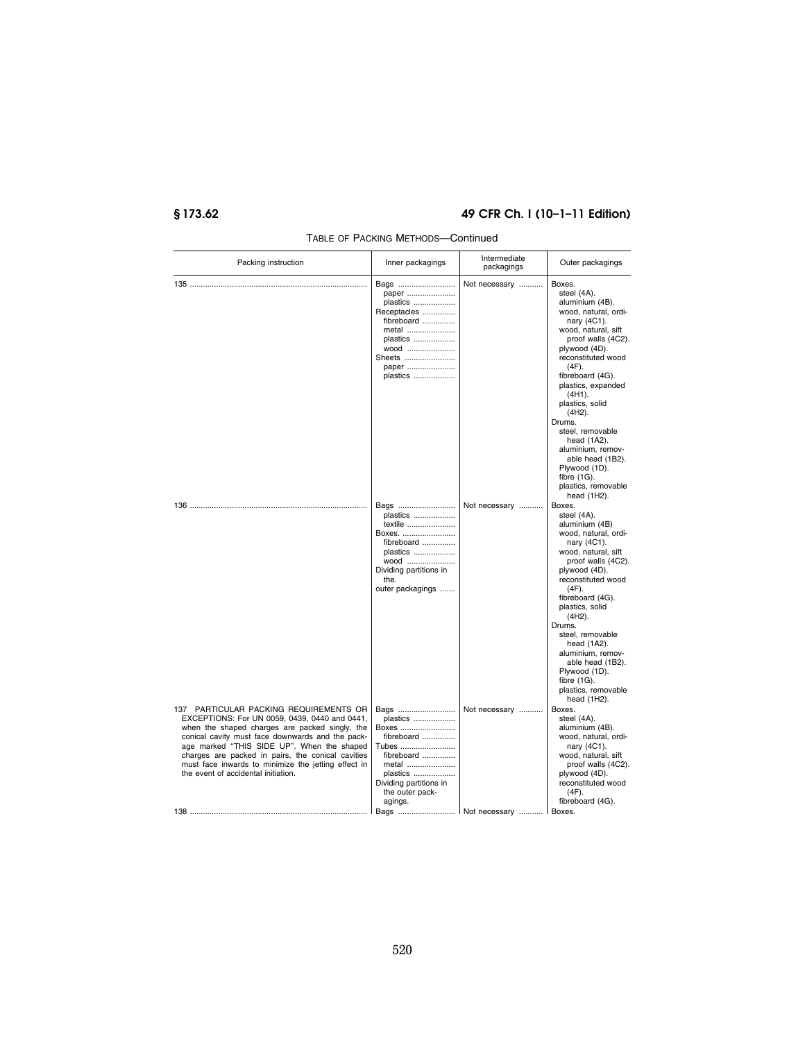TABLE OF PACKING METHODS—Continued

| Packing instruction | Inner packagings | Intermediate packagings | Outer packagings |
|---|---|---|---|
| 135 | Bags<br>paper<br>plastics<br>Receptacles<br>fibreboard<br>metal<br>plastics<br>wood<br>Sheets<br>paper<br>plastics | Not necessary | Boxes.<br>steel (4A).<br>aluminium (4B).<br>wood, natural, ordinary (4C1).<br>wood, natural, sift proof walls (4C2).<br>plywood (4D).<br>reconstituted wood (4F).<br>fibreboard (4G).<br>plastics, expanded (4H1).<br>plastics, solid (4H2).<br>Drums.<br>steel, removable head (1A2).<br>aluminium, removable head (1B2).<br>Plywood (1D).<br>fibre (1G).<br>plastics, removable head (1H2). |
| 136 | Bags<br>plastics<br>textile<br>Boxes.<br>fibreboard<br>plastics<br>wood<br>Dividing partitions in the.<br>outer packagings | Not necessary | Boxes.<br>steel (4A).<br>aluminium (4B)<br>wood, natural, ordinary (4C1).<br>wood, natural, sift proof walls (4C2).<br>plywood (4D).<br>reconstituted wood (4F).<br>fibreboard (4G).<br>plastics, solid (4H2).<br>Drums.<br>steel, removable head (1A2).<br>aluminium, removable head (1B2).<br>Plywood (1D).<br>fibre (1G).<br>plastics, removable head (1H2). |
| 137 PARTICULAR PACKING REQUIREMENTS OR EXCEPTIONS: For UN 0059, 0439, 0440 and 0441, when the shaped charges are packed singly, the conical cavity must face downwards and the package marked "THIS SIDE UP". When the shaped charges are packed in pairs, the conical cavities must face inwards to minimize the jetting effect in the event of accidental initiation. | Bags<br>plastics<br>Boxes<br>fibreboard<br>Tubes<br>fibreboard<br>metal<br>plastics<br>Dividing partitions in the outer packagings. | Not necessary | Boxes.<br>steel (4A).<br>aluminium (4B).<br>wood, natural, ordinary (4C1).<br>wood, natural, sift proof walls (4C2).<br>plywood (4D).<br>reconstituted wood (4F).<br>fibreboard (4G). |
| 138 | Bags | Not necessary | Boxes. |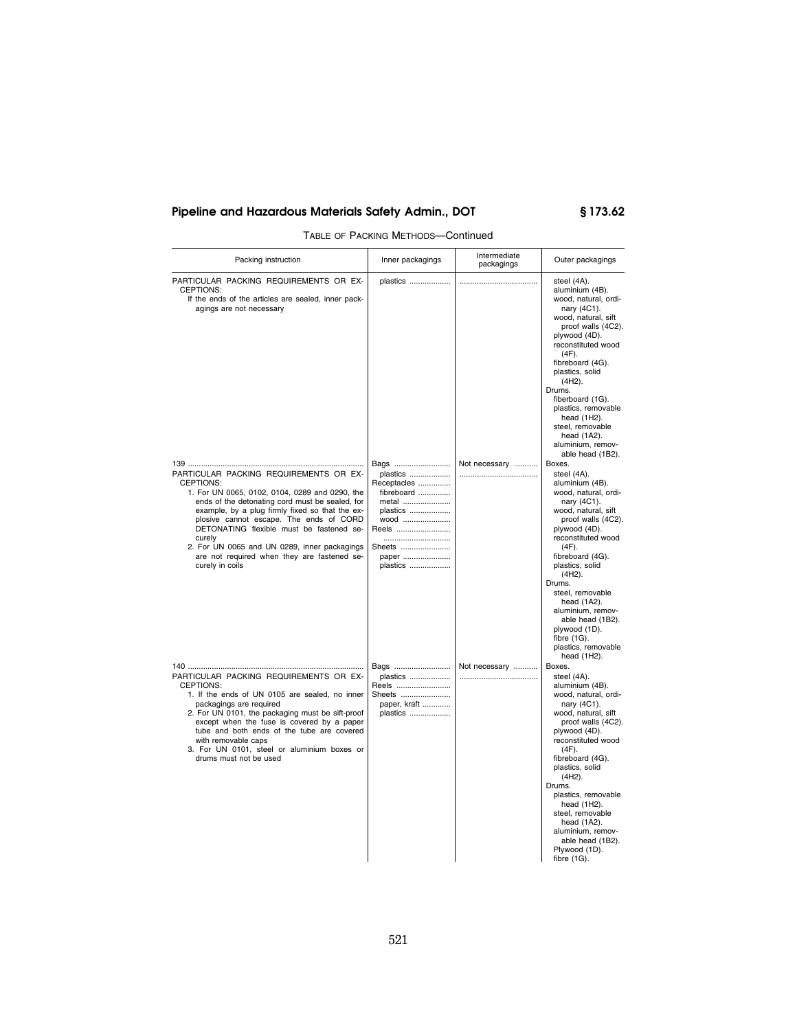TABLE OF PACKING METHODS—Continued

| Packing instruction | Inner packagings | Intermediate packagings | Outer packagings |
|---|---|---|---|
| PARTICULAR PACKING REQUIREMENTS OR EXCEPTIONS:<br>If the ends of the articles are sealed, inner packagings are not necessary | plastics | | steel (4A).<br>aluminium (4B).<br>wood, natural, ordinary (4C1).<br>wood, natural, sift proof walls (4C2).<br>plywood (4D).<br>reconstituted wood (4F).<br>fibreboard (4G).<br>plastics, solid (4H2).<br>Drums.<br>fiberboard (1G).<br>plastics, removable head (1H2).<br>steel, removable head (1A2).<br>aluminium, removable head (1B2). |
| 139<br>PARTICULAR PACKING REQUIREMENTS OR EXCEPTIONS:<br>1. For UN 0065, 0102, 0104, 0289 and 0290, the ends of the detonating cord must be sealed, for example, by a plug firmly fixed so that the explosive cannot escape. The ends of CORD DETONATING flexible must be fastened securely<br>2. For UN 0065 and UN 0289, inner packagings are not required when they are fastened securely in coils | Bags<br>plastics<br>Receptacles<br>fibreboard<br>metal<br>plastics<br>wood<br>Reels<br><br>Sheets<br>paper<br>plastics | Not necessary | Boxes.<br>steel (4A).<br>aluminium (4B).<br>wood, natural, ordinary (4C1).<br>wood, natural, sift proof walls (4C2).<br>plywood (4D).<br>reconstituted wood (4F).<br>fibreboard (4G).<br>plastics, solid (4H2).<br>Drums.<br>steel, removable head (1A2).<br>aluminium, removable head (1B2).<br>plywood (1D).<br>fibre (1G).<br>plastics, removable head (1H2). |
| 140<br>PARTICULAR PACKING REQUIREMENTS OR EXCEPTIONS:<br>1. If the ends of UN 0105 are sealed, no inner packagings are required<br>2. For UN 0101, the packaging must be sift-proof except when the fuse is covered by a paper tube and both ends of the tube are covered with removable caps<br>3. For UN 0101, steel or aluminium boxes or drums must not be used | Bags<br>plastics<br>Reels<br>Sheets<br>paper, kraft<br>plastics | Not necessary | Boxes.<br>steel (4A).<br>aluminium (4B).<br>wood, natural, ordinary (4C1).<br>wood, natural, sift proof walls (4C2).<br>plywood (4D).<br>reconstituted wood (4F).<br>fibreboard (4G).<br>plastics, solid (4H2).<br>Drums.<br>plastics, removable head (1H2).<br>steel, removable head (1A2).<br>aluminium, removable head (1B2).<br>Plywood (1D).<br>fibre (1G). |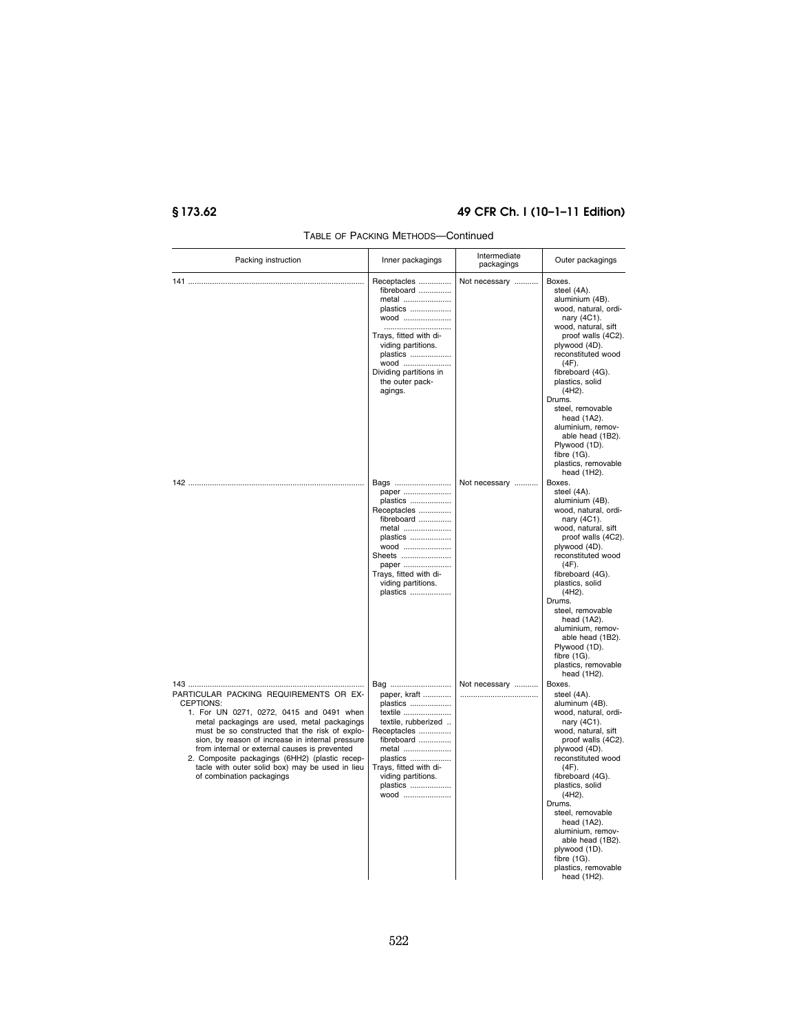TABLE OF PACKING METHODS—Continued

| Packing instruction | Inner packagings | Intermediate packagings | Outer packagings |
|---|---|---|---|
| 141 | Receptacles<br>fibreboard<br>metal<br>plastics<br>wood<br><br>Trays, fitted with dividing partitions.<br>plastics<br>wood<br>Dividing partitions in the outer packagings. | Not necessary | Boxes.<br>steel (4A).<br>aluminium (4B).<br>wood, natural, ordinary (4C1).<br>wood, natural, sift proof walls (4C2).<br>plywood (4D).<br>reconstituted wood (4F).<br>fibreboard (4G).<br>plastics, solid (4H2).<br>Drums.<br>steel, removable head (1A2).<br>aluminium, removable head (1B2).<br>Plywood (1D).<br>fibre (1G).<br>plastics, removable head (1H2). |
| 142 | Bags<br>paper<br>plastics<br>Receptacles<br>fibreboard<br>metal<br>plastics<br>wood<br>Sheets<br>paper<br>Trays, fitted with dividing partitions.<br>plastics | Not necessary | Boxes.<br>steel (4A).<br>aluminium (4B).<br>wood, natural, ordinary (4C1).<br>wood, natural, sift proof walls (4C2).<br>plywood (4D).<br>reconstituted wood (4F).<br>fibreboard (4G).<br>plastics, solid (4H2).<br>Drums.<br>steel, removable head (1A2).<br>aluminium, removable head (1B2).<br>Plywood (1D).<br>fibre (1G).<br>plastics, removable head (1H2). |
| 143<br>PARTICULAR PACKING REQUIREMENTS OR EXCEPTIONS:<br>1. For UN 0271, 0272, 0415 and 0491 when metal packagings are used, metal packagings must be so constructed that the risk of explosion, by reason of increase in internal pressure from internal or external causes is prevented<br>2. Composite packagings (6HH2) (plastic receptacle with outer solid box) may be used in lieu of combination packagings | Bag<br>paper, kraft<br>plastics<br>textile<br>textile, rubberized<br>Receptacles<br>fibreboard<br>metal<br>plastics<br>Trays, fitted with dividing partitions.<br>plastics<br>wood | Not necessary | Boxes.<br>steel (4A).<br>aluminum (4B).<br>wood, natural, ordinary (4C1).<br>wood, natural, sift proof walls (4C2).<br>plywood (4D).<br>reconstituted wood (4F).<br>fibreboard (4G).<br>plastics, solid (4H2).<br>Drums.<br>steel, removable head (1A2).<br>aluminium, removable head (1B2).<br>plywood (1D).<br>fibre (1G).<br>plastics, removable head (1H2). |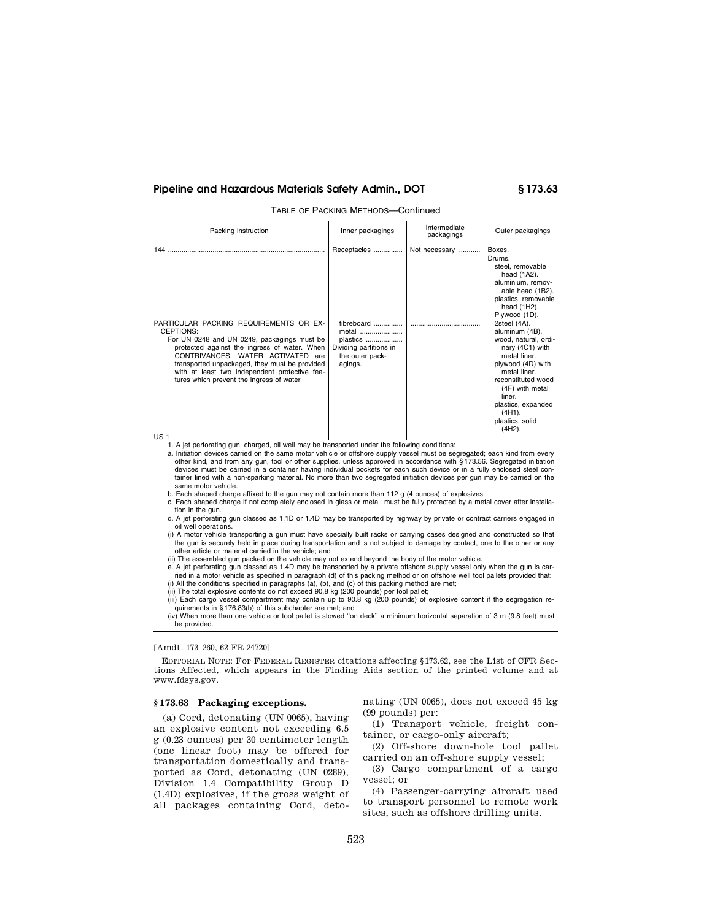TABLE OF PACKING METHODS—Continued

| Packing instruction | Inner packagings | Intermediate packagings | Outer packagings |
|---|---|---|---|
| 144 | Receptacles | Not necessary | Boxes.<br>Drums.<br>steel, removable head (1A2).<br>aluminium, removable head (1B2).<br>plastics, removable head (1H2).<br>Plywood (1D). |
| PARTICULAR PACKING REQUIREMENTS OR EXCEPTIONS:<br>For UN 0248 and UN 0249, packagings must be protected against the ingress of water. When CONTRIVANCES, WATER ACTIVATED are transported unpackaged, they must be provided with at least two independent protective features which prevent the ingress of water | fibreboard<br>metal<br>plastics<br>Dividing partitions in the outer packagings. | | 2steel (4A).<br>aluminum (4B).<br>wood, natural, ordinary (4C1) with metal liner.<br>plywood (4D) with metal liner.<br>reconstituted wood (4F) with metal liner.<br>plastics, expanded (4H1).<br>plastics, solid (4H2). |

US 1

1. A jet perforating gun, charged, oil well may be transported under the following conditions:

a. Initiation devices carried on the same motor vehicle or offshore supply vessel must be segregated; each kind from every other kind, and from any gun, tool or other supplies, unless approved in accordance with § 173.56. Segregated initiation devices must be carried in a container having individual pockets for each such device or in a fully enclosed steel container lined with a non-sparking material. No more than two segregated initiation devices per gun may be carried on the same motor vehicle.

b. Each shaped charge affixed to the gun may not contain more than 112 g (4 ounces) of explosives.

c. Each shaped charge if not completely enclosed in glass or metal, must be fully protected by a metal cover after installation in the gun.

d. A jet perforating gun classed as 1.1D or 1.4D may be transported by highway by private or contract carriers engaged in oil well operations.

(i) A motor vehicle transporting a gun must have specially built racks or carrying cases designed and constructed so that the gun is securely held in place during transportation and is not subject to damage by contact, one to the other or any other article or material carried in the vehicle; and

(ii) The assembled gun packed on the vehicle may not extend beyond the body of the motor vehicle.

e. A jet perforating gun classed as 1.4D may be transported by a private offshore supply vessel only when the gun is carried in a motor vehicle as specified in paragraph (d) of this packing method or on offshore well tool pallets provided that:

(i) All the conditions specified in paragraphs (a), (b), and (c) of this packing method are met;

(ii) The total explosive contents do not exceed 90.8 kg (200 pounds) per tool pallet;

(iii) Each cargo vessel compartment may contain up to 90.8 kg (200 pounds) of explosive content if the segregation requirements in § 176.83(b) of this subchapter are met; and

(iv) When more than one vehicle or tool pallet is stowed "on deck" a minimum horizontal separation of 3 m (9.8 feet) must be provided.

[Amdt. 173–260, 62 FR 24720]

EDITORIAL NOTE: For FEDERAL REGISTER citations affecting § 173.62, see the List of CFR Sections Affected, which appears in the Finding Aids section of the printed volume and at www.fdsys.gov.

## § 173.63 Packaging exceptions.

(a) Cord, detonating (UN 0065), having an explosive content not exceeding 6.5 g (0.23 ounces) per 30 centimeter length (one linear foot) may be offered for transportation domestically and transported as Cord, detonating (UN 0289), Division 1.4 Compatibility Group D (1.4D) explosives, if the gross weight of all packages containing Cord, detonating (UN 0065), does not exceed 45 kg (99 pounds) per:

(1) Transport vehicle, freight container, or cargo-only aircraft;

(2) Off-shore down-hole tool pallet carried on an off-shore supply vessel;

(3) Cargo compartment of a cargo vessel; or

(4) Passenger-carrying aircraft used to transport personnel to remote work sites, such as offshore drilling units.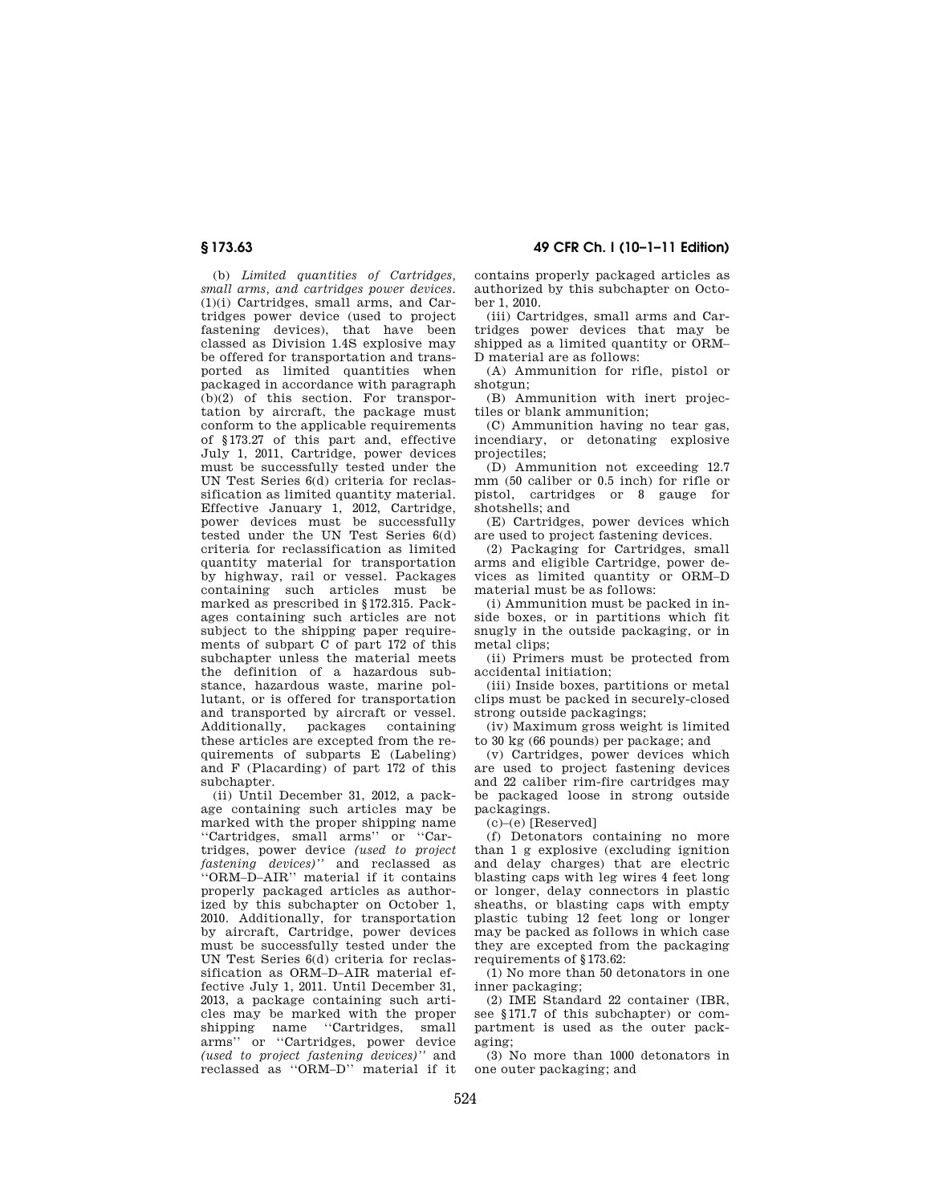(b) *Limited quantities of Cartridges, small arms, and cartridges power devices.* (1)(i) Cartridges, small arms, and Cartridges power device (used to project fastening devices), that have been classed as Division 1.4S explosive may be offered for transportation and transported as limited quantities when packaged in accordance with paragraph (b)(2) of this section. For transportation by aircraft, the package must conform to the applicable requirements of §173.27 of this part and, effective July 1, 2011, Cartridge, power devices must be successfully tested under the UN Test Series 6(d) criteria for reclassification as limited quantity material. Effective January 1, 2012, Cartridge, power devices must be successfully tested under the UN Test Series 6(d) criteria for reclassification as limited quantity material for transportation by highway, rail or vessel. Packages containing such articles must be marked as prescribed in §172.315. Packages containing such articles are not subject to the shipping paper requirements of subpart C of part 172 of this subchapter unless the material meets the definition of a hazardous substance, hazardous waste, marine pollutant, or is offered for transportation and transported by aircraft or vessel. Additionally, packages containing these articles are excepted from the requirements of subparts E (Labeling) and F (Placarding) of part 172 of this subchapter.

(ii) Until December 31, 2012, a package containing such articles may be marked with the proper shipping name ''Cartridges, small arms'' or ''Cartridges, power device *(used to project fastening devices)*'' and reclassed as ''ORM–D–AIR'' material if it contains properly packaged articles as authorized by this subchapter on October 1, 2010. Additionally, for transportation by aircraft, Cartridge, power devices must be successfully tested under the UN Test Series 6(d) criteria for reclassification as ORM–D–AIR material effective July 1, 2011. Until December 31, 2013, a package containing such articles may be marked with the proper shipping name ''Cartridges, small arms'' or ''Cartridges, power device *(used to project fastening devices)*'' and reclassed as ''ORM–D'' material if it contains properly packaged articles as authorized by this subchapter on October 1, 2010.

(iii) Cartridges, small arms and Cartridges power devices that may be shipped as a limited quantity or ORM–D material are as follows:

(A) Ammunition for rifle, pistol or shotgun;

(B) Ammunition with inert projectiles or blank ammunition;

(C) Ammunition having no tear gas, incendiary, or detonating explosive projectiles;

(D) Ammunition not exceeding 12.7 mm (50 caliber or 0.5 inch) for rifle or pistol, cartridges or 8 gauge for shotshells; and

(E) Cartridges, power devices which are used to project fastening devices.

(2) Packaging for Cartridges, small arms and eligible Cartridge, power devices as limited quantity or ORM–D material must be as follows:

(i) Ammunition must be packed in inside boxes, or in partitions which fit snugly in the outside packaging, or in metal clips;

(ii) Primers must be protected from accidental initiation;

(iii) Inside boxes, partitions or metal clips must be packed in securely-closed strong outside packagings;

(iv) Maximum gross weight is limited to 30 kg (66 pounds) per package; and

(v) Cartridges, power devices which are used to project fastening devices and 22 caliber rim-fire cartridges may be packaged loose in strong outside packagings.

(c)–(e) [Reserved]

(f) Detonators containing no more than 1 g explosive (excluding ignition and delay charges) that are electric blasting caps with leg wires 4 feet long or longer, delay connectors in plastic sheaths, or blasting caps with empty plastic tubing 12 feet long or longer may be packed as follows in which case they are excepted from the packaging requirements of §173.62:

(1) No more than 50 detonators in one inner packaging;

(2) IME Standard 22 container (IBR, see §171.7 of this subchapter) or compartment is used as the outer packaging;

(3) No more than 1000 detonators in one outer packaging; and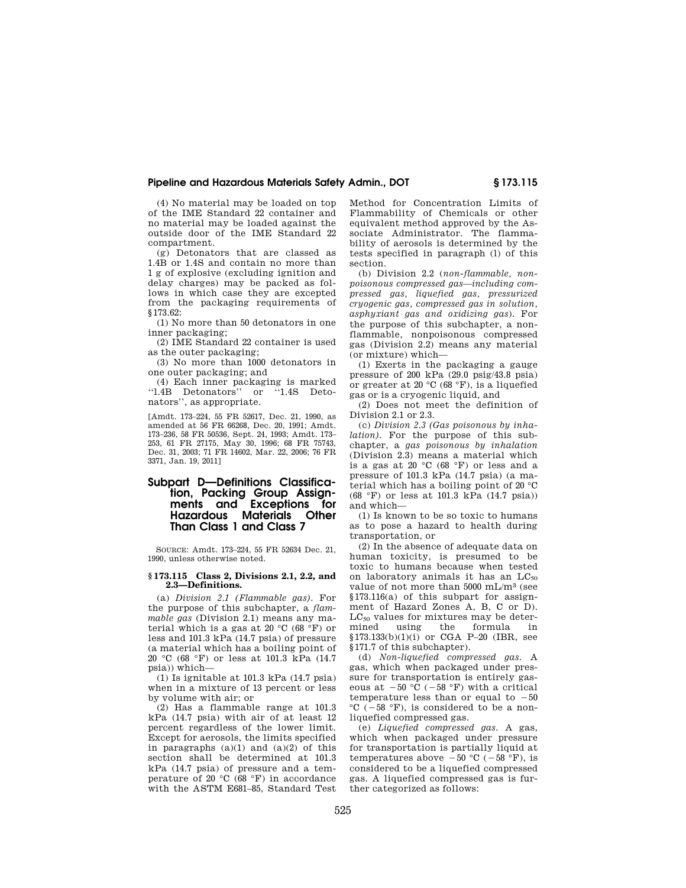(4) No material may be loaded on top of the IME Standard 22 container and no material may be loaded against the outside door of the IME Standard 22 compartment.

(g) Detonators that are classed as 1.4B or 1.4S and contain no more than 1 g of explosive (excluding ignition and delay charges) may be packed as follows in which case they are excepted from the packaging requirements of §173.62:

(1) No more than 50 detonators in one inner packaging;

(2) IME Standard 22 container is used as the outer packaging;

(3) No more than 1000 detonators in one outer packaging; and

(4) Each inner packaging is marked ''1.4B Detonators'' or ''1.4S Detonators'', as appropriate.

[Amdt. 173–224, 55 FR 52617, Dec. 21, 1990, as amended at 56 FR 66268, Dec. 20, 1991; Amdt. 173–236, 58 FR 50536, Sept. 24, 1993; Amdt. 173–253, 61 FR 27175, May 30, 1996; 68 FR 75743, Dec. 31, 2003; 71 FR 14602, Mar. 22, 2006; 76 FR 3371, Jan. 19, 2011]

## Subpart D—Definitions Classification, Packing Group Assignments and Exceptions for Hazardous Materials Other Than Class 1 and Class 7

SOURCE: Amdt. 173–224, 55 FR 52634 Dec. 21, 1990, unless otherwise noted.

### §173.115 Class 2, Divisions 2.1, 2.2, and 2.3—Definitions.

(a) *Division 2.1 (Flammable gas).* For the purpose of this subchapter, a *flammable gas* (Division 2.1) means any material which is a gas at 20 °C (68 °F) or less and 101.3 kPa (14.7 psia) of pressure (a material which has a boiling point of 20 °C (68 °F) or less at 101.3 kPa (14.7 psia)) which—

(1) Is ignitable at 101.3 kPa (14.7 psia) when in a mixture of 13 percent or less by volume with air; or

(2) Has a flammable range at 101.3 kPa (14.7 psia) with air of at least 12 percent regardless of the lower limit. Except for aerosols, the limits specified in paragraphs (a)(1) and (a)(2) of this section shall be determined at 101.3 kPa (14.7 psia) of pressure and a temperature of 20 °C (68 °F) in accordance with the ASTM E681–85, Standard Test Method for Concentration Limits of Flammability of Chemicals or other equivalent method approved by the Associate Administrator. The flammability of aerosols is determined by the tests specified in paragraph (l) of this section.

(b) Division 2.2 (*non-flammable, nonpoisonous compressed gas—including compressed gas, liquefied gas, pressurized cryogenic gas, compressed gas in solution, asphyxiant gas and oxidizing gas*). For the purpose of this subchapter, a nonflammable, nonpoisonous compressed gas (Division 2.2) means any material (or mixture) which—

(1) Exerts in the packaging a gauge pressure of 200 kPa (29.0 psig/43.8 psia) or greater at 20 °C (68 °F), is a liquefied gas or is a cryogenic liquid, and

(2) Does not meet the definition of Division 2.1 or 2.3.

(c) *Division 2.3 (Gas poisonous by inhalation).* For the purpose of this subchapter, a *gas poisonous by inhalation* (Division 2.3) means a material which is a gas at 20 °C (68 °F) or less and a pressure of 101.3 kPa (14.7 psia) (a material which has a boiling point of 20 °C (68 °F) or less at 101.3 kPa (14.7 psia)) and which—

(1) Is known to be so toxic to humans as to pose a hazard to health during transportation, or

(2) In the absence of adequate data on human toxicity, is presumed to be toxic to humans because when tested on laboratory animals it has an $LC_{50}$ value of not more than 5000 mL/m$^3$ (see §173.116(a) of this subpart for assignment of Hazard Zones A, B, C or D). $LC_{50}$ values for mixtures may be determined using the formula in §173.133(b)(1)(i) or CGA P–20 (IBR, see §171.7 of this subchapter).

(d) *Non-liquefied compressed gas.* A gas, which when packaged under pressure for transportation is entirely gaseous at −50 °C (−58 °F) with a critical temperature less than or equal to −50 °C (−58 °F), is considered to be a non-liquefied compressed gas.

(e) *Liquefied compressed gas.* A gas, which when packaged under pressure for transportation is partially liquid at temperatures above −50 °C (−58 °F), is considered to be a liquefied compressed gas. A liquefied compressed gas is further categorized as follows: